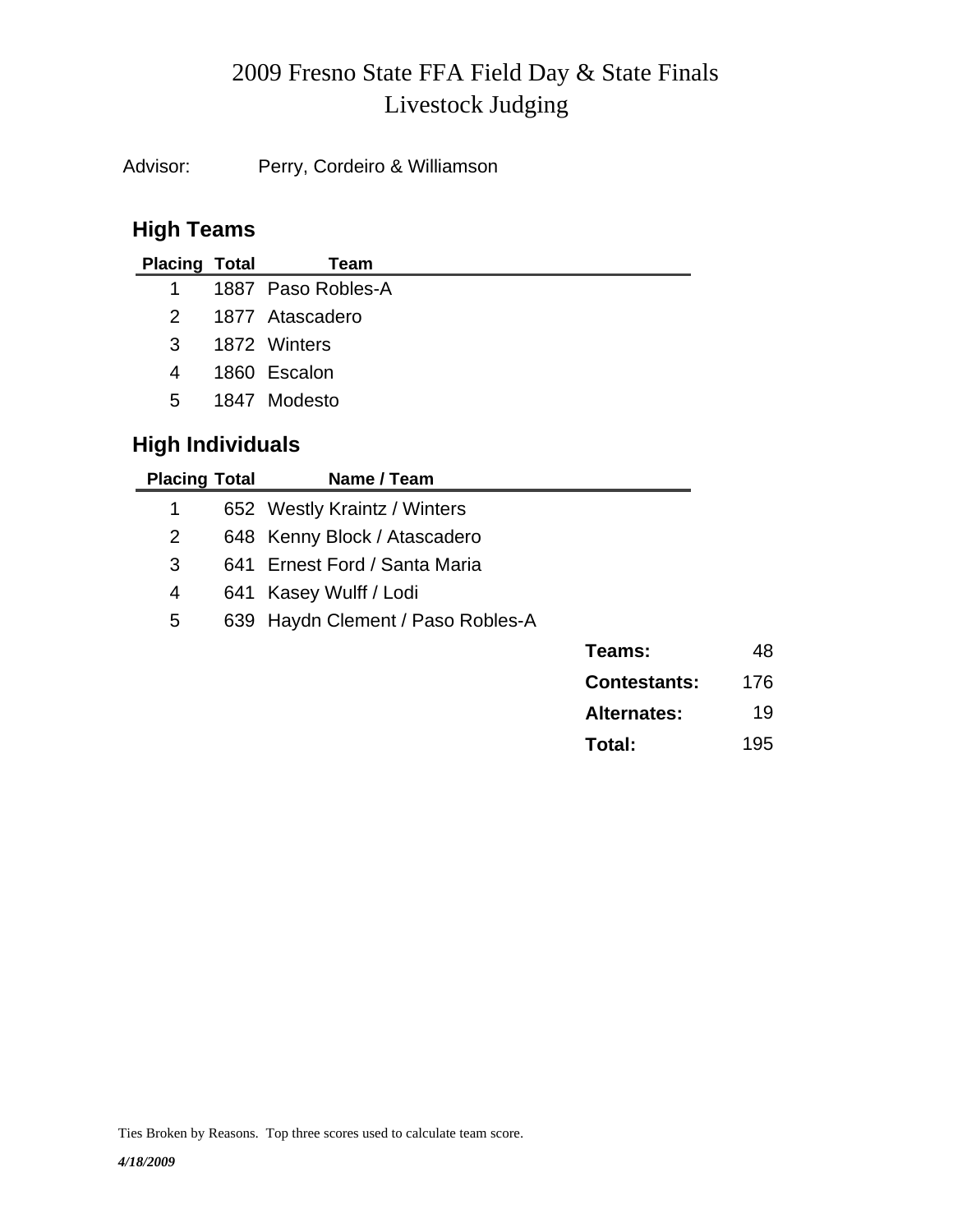# 2009 Fresno State FFA Field Day & State Finals
# Livestock Judging

Advisor: Perry, Cordeiro & Williamson

## High Teams

| Placing | Total | Team |
|---|---|---|
| 1 | 1887 | Paso Robles-A |
| 2 | 1877 | Atascadero |
| 3 | 1872 | Winters |
| 4 | 1860 | Escalon |
| 5 | 1847 | Modesto |

## High Individuals

| Placing | Total | Name / Team |
|---|---|---|
| 1 | 652 | Westly Kraintz / Winters |
| 2 | 648 | Kenny Block / Atascadero |
| 3 | 641 | Ernest Ford / Santa Maria |
| 4 | 641 | Kasey Wulff / Lodi |
| 5 | 639 | Haydn Clement / Paso Robles-A |

| | |
|---|---|
| **Teams:** | 48 |
| **Contestants:** | 176 |
| **Alternates:** | 19 |
| **Total:** | 195 |

Ties Broken by Reasons. Top three scores used to calculate team score.

***4/18/2009***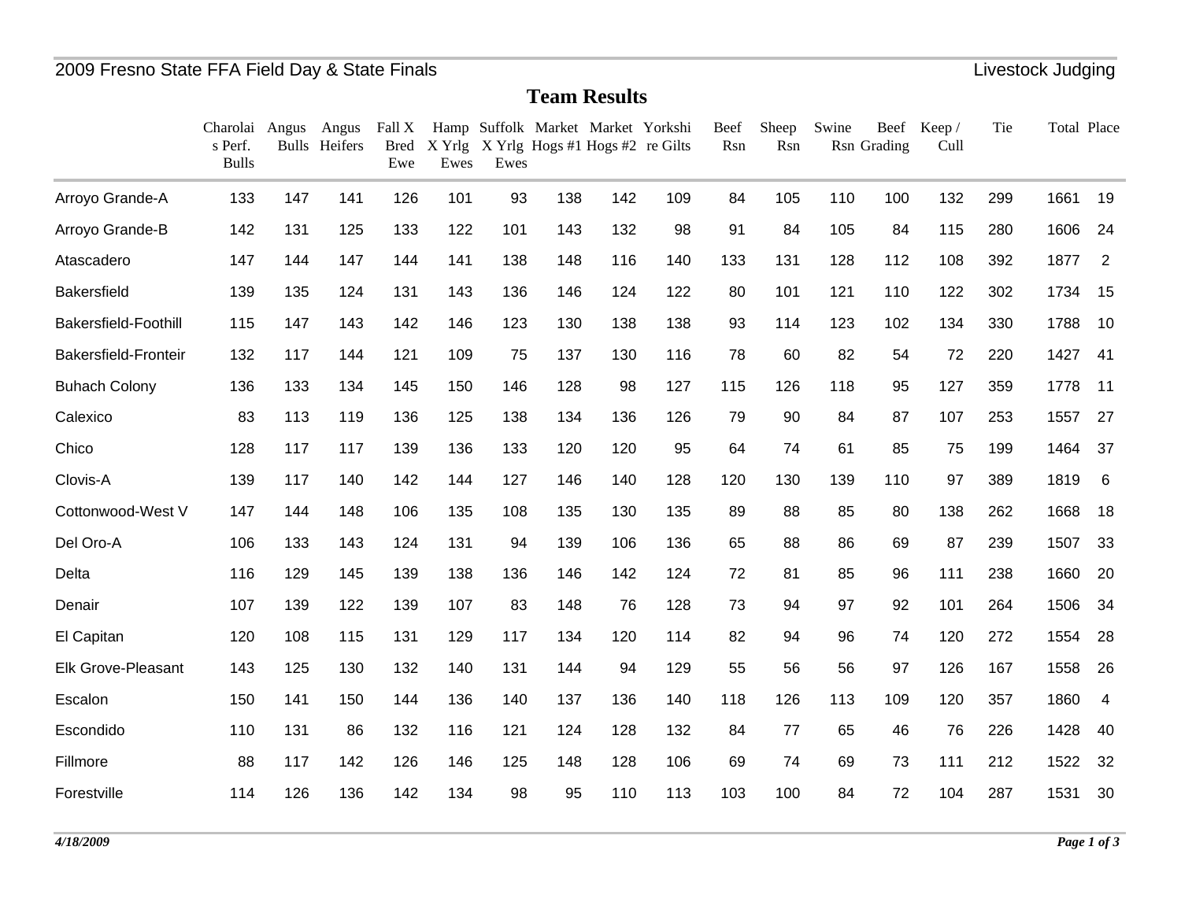2009 Fresno State FFA Field Day & State Finals — Livestock Judging

## Team Results

| | Charolais Perf. Bulls | Angus Bulls | Angus Heifers | Fall X Bred Ewe | Hamp X Yrlg Ewes | Suffolk X Yrlg Ewes | Market Hogs #1 | Market Hogs #2 | Yorkshire Gilts | Beef Rsn | Sheep Rsn | Swine Rsn | Beef Grading | Keep / Cull | Tie | Total | Place |
|---|---|---|---|---|---|---|---|---|---|---|---|---|---|---|---|---|---|
| Arroyo Grande-A | 133 | 147 | 141 | 126 | 101 | 93 | 138 | 142 | 109 | 84 | 105 | 110 | 100 | 132 | 299 | 1661 | 19 |
| Arroyo Grande-B | 142 | 131 | 125 | 133 | 122 | 101 | 143 | 132 | 98 | 91 | 84 | 105 | 84 | 115 | 280 | 1606 | 24 |
| Atascadero | 147 | 144 | 147 | 144 | 141 | 138 | 148 | 116 | 140 | 133 | 131 | 128 | 112 | 108 | 392 | 1877 | 2 |
| Bakersfield | 139 | 135 | 124 | 131 | 143 | 136 | 146 | 124 | 122 | 80 | 101 | 121 | 110 | 122 | 302 | 1734 | 15 |
| Bakersfield-Foothill | 115 | 147 | 143 | 142 | 146 | 123 | 130 | 138 | 138 | 93 | 114 | 123 | 102 | 134 | 330 | 1788 | 10 |
| Bakersfield-Fronteir | 132 | 117 | 144 | 121 | 109 | 75 | 137 | 130 | 116 | 78 | 60 | 82 | 54 | 72 | 220 | 1427 | 41 |
| Buhach Colony | 136 | 133 | 134 | 145 | 150 | 146 | 128 | 98 | 127 | 115 | 126 | 118 | 95 | 127 | 359 | 1778 | 11 |
| Calexico | 83 | 113 | 119 | 136 | 125 | 138 | 134 | 136 | 126 | 79 | 90 | 84 | 87 | 107 | 253 | 1557 | 27 |
| Chico | 128 | 117 | 117 | 139 | 136 | 133 | 120 | 120 | 95 | 64 | 74 | 61 | 85 | 75 | 199 | 1464 | 37 |
| Clovis-A | 139 | 117 | 140 | 142 | 144 | 127 | 146 | 140 | 128 | 120 | 130 | 139 | 110 | 97 | 389 | 1819 | 6 |
| Cottonwood-West V | 147 | 144 | 148 | 106 | 135 | 108 | 135 | 130 | 135 | 89 | 88 | 85 | 80 | 138 | 262 | 1668 | 18 |
| Del Oro-A | 106 | 133 | 143 | 124 | 131 | 94 | 139 | 106 | 136 | 65 | 88 | 86 | 69 | 87 | 239 | 1507 | 33 |
| Delta | 116 | 129 | 145 | 139 | 138 | 136 | 146 | 142 | 124 | 72 | 81 | 85 | 96 | 111 | 238 | 1660 | 20 |
| Denair | 107 | 139 | 122 | 139 | 107 | 83 | 148 | 76 | 128 | 73 | 94 | 97 | 92 | 101 | 264 | 1506 | 34 |
| El Capitan | 120 | 108 | 115 | 131 | 129 | 117 | 134 | 120 | 114 | 82 | 94 | 96 | 74 | 120 | 272 | 1554 | 28 |
| Elk Grove-Pleasant | 143 | 125 | 130 | 132 | 140 | 131 | 144 | 94 | 129 | 55 | 56 | 56 | 97 | 126 | 167 | 1558 | 26 |
| Escalon | 150 | 141 | 150 | 144 | 136 | 140 | 137 | 136 | 140 | 118 | 126 | 113 | 109 | 120 | 357 | 1860 | 4 |
| Escondido | 110 | 131 | 86 | 132 | 116 | 121 | 124 | 128 | 132 | 84 | 77 | 65 | 46 | 76 | 226 | 1428 | 40 |
| Fillmore | 88 | 117 | 142 | 126 | 146 | 125 | 148 | 128 | 106 | 69 | 74 | 69 | 73 | 111 | 212 | 1522 | 32 |
| Forestville | 114 | 126 | 136 | 142 | 134 | 98 | 95 | 110 | 113 | 103 | 100 | 84 | 72 | 104 | 287 | 1531 | 30 |

*4/18/2009*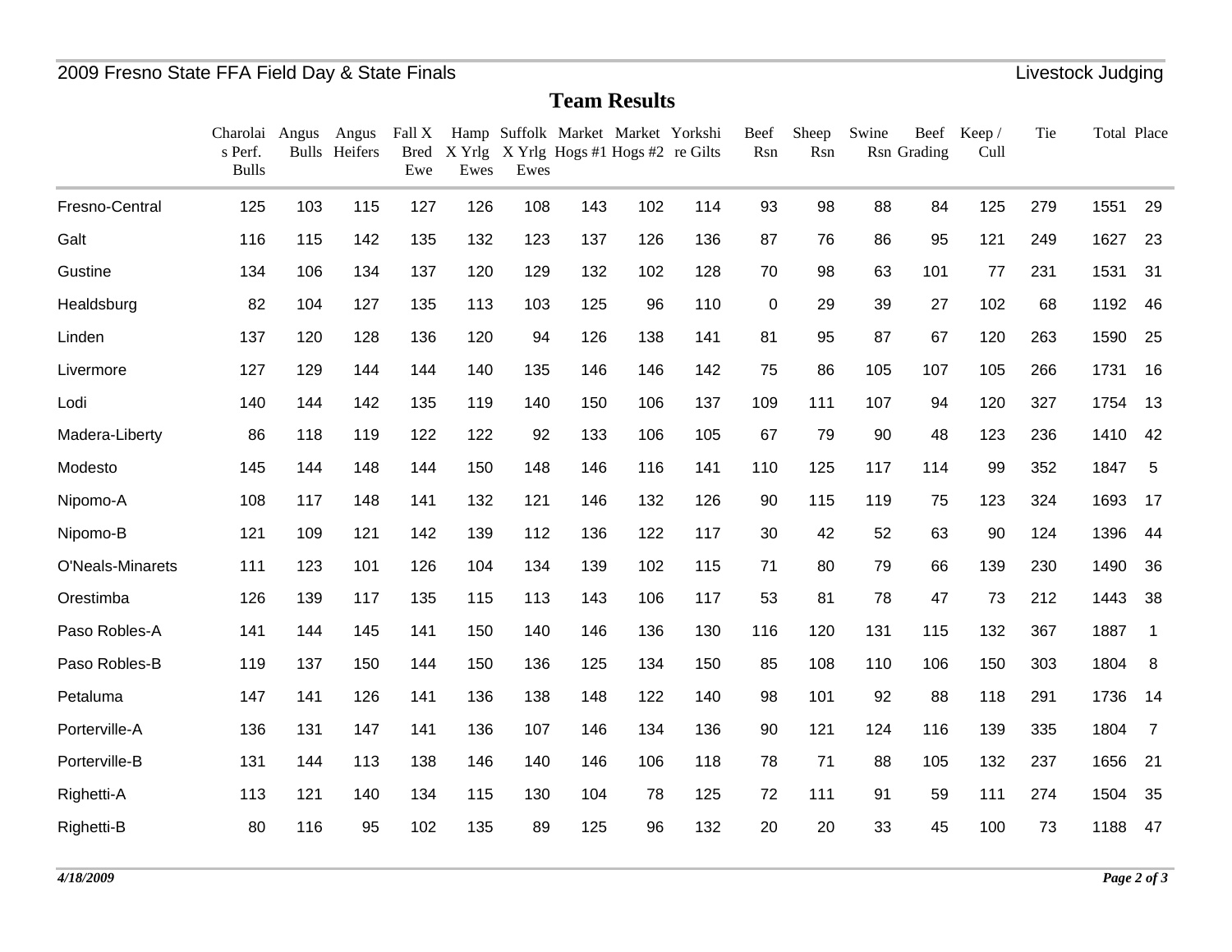# Team Results

| | Charolais Perf. Bulls | Angus Bulls | Angus Heifers | Fall X Bred Ewe | Hamp X Yrlg Ewes | Suffolk X Yrlg Ewes | Market Hogs #1 | Market Hogs #2 | Yorkshire Gilts | Beef Rsn | Sheep Rsn | Swine Rsn | Beef Grading | Keep / Cull | Tie | Total | Place |
|---|---|---|---|---|---|---|---|---|---|---|---|---|---|---|---|---|---|
| Fresno-Central | 125 | 103 | 115 | 127 | 126 | 108 | 143 | 102 | 114 | 93 | 98 | 88 | 84 | 125 | 279 | 1551 | 29 |
| Galt | 116 | 115 | 142 | 135 | 132 | 123 | 137 | 126 | 136 | 87 | 76 | 86 | 95 | 121 | 249 | 1627 | 23 |
| Gustine | 134 | 106 | 134 | 137 | 120 | 129 | 132 | 102 | 128 | 70 | 98 | 63 | 101 | 77 | 231 | 1531 | 31 |
| Healdsburg | 82 | 104 | 127 | 135 | 113 | 103 | 125 | 96 | 110 | 0 | 29 | 39 | 27 | 102 | 68 | 1192 | 46 |
| Linden | 137 | 120 | 128 | 136 | 120 | 94 | 126 | 138 | 141 | 81 | 95 | 87 | 67 | 120 | 263 | 1590 | 25 |
| Livermore | 127 | 129 | 144 | 144 | 140 | 135 | 146 | 146 | 142 | 75 | 86 | 105 | 107 | 105 | 266 | 1731 | 16 |
| Lodi | 140 | 144 | 142 | 135 | 119 | 140 | 150 | 106 | 137 | 109 | 111 | 107 | 94 | 120 | 327 | 1754 | 13 |
| Madera-Liberty | 86 | 118 | 119 | 122 | 122 | 92 | 133 | 106 | 105 | 67 | 79 | 90 | 48 | 123 | 236 | 1410 | 42 |
| Modesto | 145 | 144 | 148 | 144 | 150 | 148 | 146 | 116 | 141 | 110 | 125 | 117 | 114 | 99 | 352 | 1847 | 5 |
| Nipomo-A | 108 | 117 | 148 | 141 | 132 | 121 | 146 | 132 | 126 | 90 | 115 | 119 | 75 | 123 | 324 | 1693 | 17 |
| Nipomo-B | 121 | 109 | 121 | 142 | 139 | 112 | 136 | 122 | 117 | 30 | 42 | 52 | 63 | 90 | 124 | 1396 | 44 |
| O'Neals-Minarets | 111 | 123 | 101 | 126 | 104 | 134 | 139 | 102 | 115 | 71 | 80 | 79 | 66 | 139 | 230 | 1490 | 36 |
| Orestimba | 126 | 139 | 117 | 135 | 115 | 113 | 143 | 106 | 117 | 53 | 81 | 78 | 47 | 73 | 212 | 1443 | 38 |
| Paso Robles-A | 141 | 144 | 145 | 141 | 150 | 140 | 146 | 136 | 130 | 116 | 120 | 131 | 115 | 132 | 367 | 1887 | 1 |
| Paso Robles-B | 119 | 137 | 150 | 144 | 150 | 136 | 125 | 134 | 150 | 85 | 108 | 110 | 106 | 150 | 303 | 1804 | 8 |
| Petaluma | 147 | 141 | 126 | 141 | 136 | 138 | 148 | 122 | 140 | 98 | 101 | 92 | 88 | 118 | 291 | 1736 | 14 |
| Porterville-A | 136 | 131 | 147 | 141 | 136 | 107 | 146 | 134 | 136 | 90 | 121 | 124 | 116 | 139 | 335 | 1804 | 7 |
| Porterville-B | 131 | 144 | 113 | 138 | 146 | 140 | 146 | 106 | 118 | 78 | 71 | 88 | 105 | 132 | 237 | 1656 | 21 |
| Righetti-A | 113 | 121 | 140 | 134 | 115 | 130 | 104 | 78 | 125 | 72 | 111 | 91 | 59 | 111 | 274 | 1504 | 35 |
| Righetti-B | 80 | 116 | 95 | 102 | 135 | 89 | 125 | 96 | 132 | 20 | 20 | 33 | 45 | 100 | 73 | 1188 | 47 |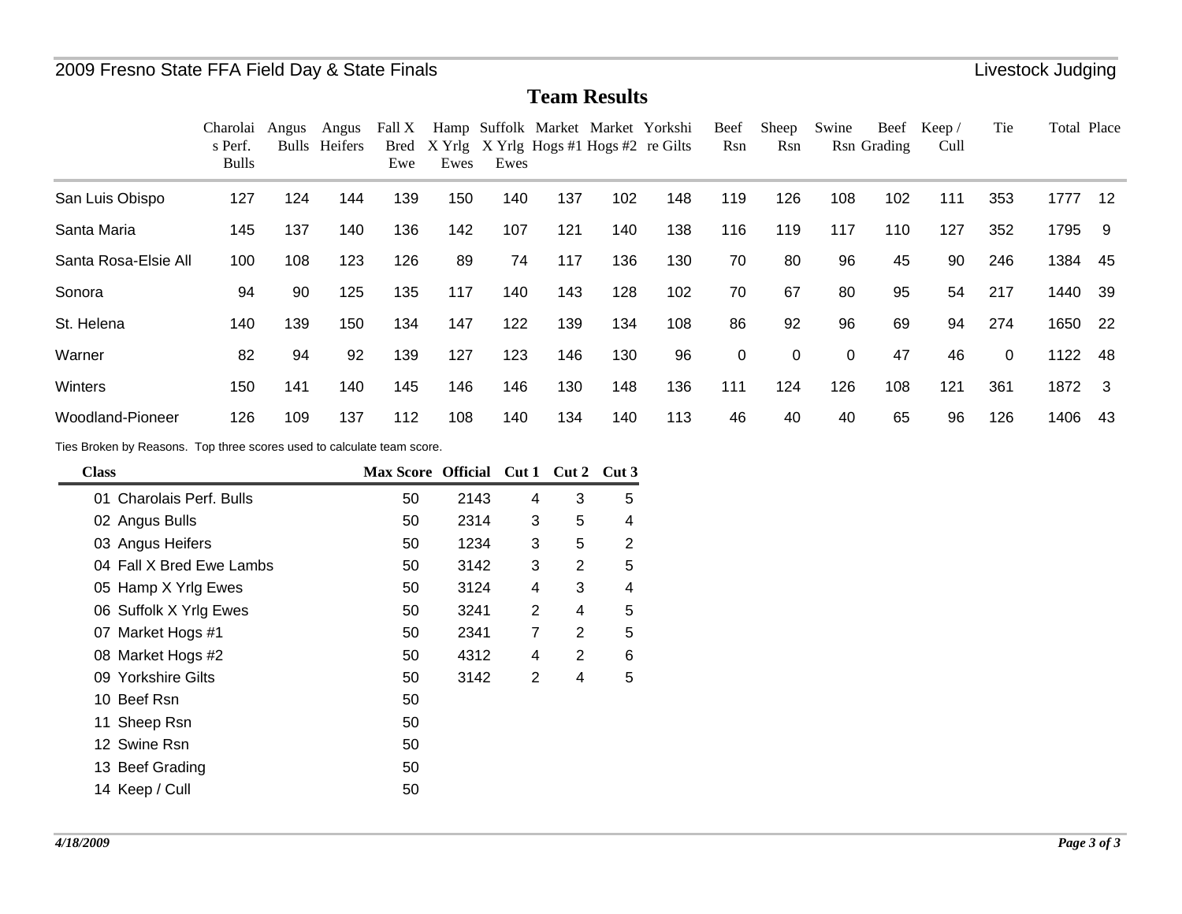2009 Fresno State FFA Field Day & State Finals — Livestock Judging

## Team Results

| | Charolais Perf. Bulls | Angus Bulls | Angus Heifers | Fall X Bred Ewe | Hamp X Yrlg Ewes | Suffolk X Yrlg Ewes | Market Hogs #1 | Market Hogs #2 | Yorkshire Gilts | Beef Rsn | Sheep Rsn | Swine Rsn | Beef Grading | Keep / Cull | Tie | Total | Place |
|---|---|---|---|---|---|---|---|---|---|---|---|---|---|---|---|---|---|
| San Luis Obispo | 127 | 124 | 144 | 139 | 150 | 140 | 137 | 102 | 148 | 119 | 126 | 108 | 102 | 111 | 353 | 1777 | 12 |
| Santa Maria | 145 | 137 | 140 | 136 | 142 | 107 | 121 | 140 | 138 | 116 | 119 | 117 | 110 | 127 | 352 | 1795 | 9 |
| Santa Rosa-Elsie All | 100 | 108 | 123 | 126 | 89 | 74 | 117 | 136 | 130 | 70 | 80 | 96 | 45 | 90 | 246 | 1384 | 45 |
| Sonora | 94 | 90 | 125 | 135 | 117 | 140 | 143 | 128 | 102 | 70 | 67 | 80 | 95 | 54 | 217 | 1440 | 39 |
| St. Helena | 140 | 139 | 150 | 134 | 147 | 122 | 139 | 134 | 108 | 86 | 92 | 96 | 69 | 94 | 274 | 1650 | 22 |
| Warner | 82 | 94 | 92 | 139 | 127 | 123 | 146 | 130 | 96 | 0 | 0 | 0 | 47 | 46 | 0 | 1122 | 48 |
| Winters | 150 | 141 | 140 | 145 | 146 | 146 | 130 | 148 | 136 | 111 | 124 | 126 | 108 | 121 | 361 | 1872 | 3 |
| Woodland-Pioneer | 126 | 109 | 137 | 112 | 108 | 140 | 134 | 140 | 113 | 46 | 40 | 40 | 65 | 96 | 126 | 1406 | 43 |

Ties Broken by Reasons. Top three scores used to calculate team score.

| Class | Max Score | Official | Cut 1 | Cut 2 | Cut 3 |
|---|---|---|---|---|---|
| 01 Charolais Perf. Bulls | 50 | 2143 | 4 | 3 | 5 |
| 02 Angus Bulls | 50 | 2314 | 3 | 5 | 4 |
| 03 Angus Heifers | 50 | 1234 | 3 | 5 | 2 |
| 04 Fall X Bred Ewe Lambs | 50 | 3142 | 3 | 2 | 5 |
| 05 Hamp X Yrlg Ewes | 50 | 3124 | 4 | 3 | 4 |
| 06 Suffolk X Yrlg Ewes | 50 | 3241 | 2 | 4 | 5 |
| 07 Market Hogs #1 | 50 | 2341 | 7 | 2 | 5 |
| 08 Market Hogs #2 | 50 | 4312 | 4 | 2 | 6 |
| 09 Yorkshire Gilts | 50 | 3142 | 2 | 4 | 5 |
| 10 Beef Rsn | 50 | | | | |
| 11 Sheep Rsn | 50 | | | | |
| 12 Swine Rsn | 50 | | | | |
| 13 Beef Grading | 50 | | | | |
| 14 Keep / Cull | 50 | | | | |

*4/18/2009*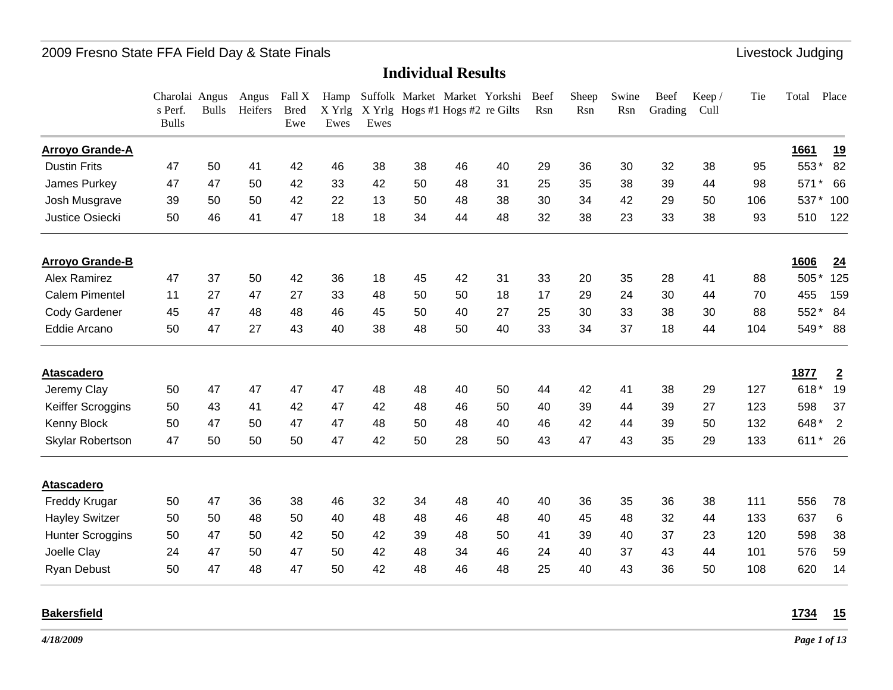# 2009 Fresno State FFA Field Day & State Finals

Livestock Judging

## Individual Results

| | Charolais Perf. Bulls | Angus Bulls | Angus Heifers | Fall X Bred Ewe | Hamp X Yrlg Ewes | Suffolk X Yrlg Ewes | Market Hogs #1 | Market Hogs #2 | Yorkshire Gilts | Beef Rsn | Sheep Rsn | Swine Rsn | Beef Grading | Keep / Cull | Tie | Total | Place |
|---|---|---|---|---|---|---|---|---|---|---|---|---|---|---|---|---|---|
| **Arroyo Grande-A** | | | | | | | | | | | | | | | | **1661** | **19** |
| Dustin Frits | 47 | 50 | 41 | 42 | 46 | 38 | 38 | 46 | 40 | 29 | 36 | 30 | 32 | 38 | 95 | 553 * | 82 |
| James Purkey | 47 | 47 | 50 | 42 | 33 | 42 | 50 | 48 | 31 | 25 | 35 | 38 | 39 | 44 | 98 | 571 * | 66 |
| Josh Musgrave | 39 | 50 | 50 | 42 | 22 | 13 | 50 | 48 | 38 | 30 | 34 | 42 | 29 | 50 | 106 | 537 * | 100 |
| Justice Osiecki | 50 | 46 | 41 | 47 | 18 | 18 | 34 | 44 | 48 | 32 | 38 | 23 | 33 | 38 | 93 | 510 | 122 |
| **Arroyo Grande-B** | | | | | | | | | | | | | | | | **1606** | **24** |
| Alex Ramirez | 47 | 37 | 50 | 42 | 36 | 18 | 45 | 42 | 31 | 33 | 20 | 35 | 28 | 41 | 88 | 505 * | 125 |
| Calem Pimentel | 11 | 27 | 47 | 27 | 33 | 48 | 50 | 50 | 18 | 17 | 29 | 24 | 30 | 44 | 70 | 455 | 159 |
| Cody Gardener | 45 | 47 | 48 | 48 | 46 | 45 | 50 | 40 | 27 | 25 | 30 | 33 | 38 | 30 | 88 | 552 * | 84 |
| Eddie Arcano | 50 | 47 | 27 | 43 | 40 | 38 | 48 | 50 | 40 | 33 | 34 | 37 | 18 | 44 | 104 | 549 * | 88 |
| **Atascadero** | | | | | | | | | | | | | | | | **1877** | **2** |
| Jeremy Clay | 50 | 47 | 47 | 47 | 47 | 48 | 48 | 40 | 50 | 44 | 42 | 41 | 38 | 29 | 127 | 618 * | 19 |
| Keiffer Scroggins | 50 | 43 | 41 | 42 | 47 | 42 | 48 | 46 | 50 | 40 | 39 | 44 | 39 | 27 | 123 | 598 | 37 |
| Kenny Block | 50 | 47 | 50 | 47 | 47 | 48 | 50 | 48 | 40 | 46 | 42 | 44 | 39 | 50 | 132 | 648 * | 2 |
| Skylar Robertson | 47 | 50 | 50 | 50 | 47 | 42 | 50 | 28 | 50 | 43 | 47 | 43 | 35 | 29 | 133 | 611 * | 26 |
| **Atascadero** | | | | | | | | | | | | | | | | | |
| Freddy Krugar | 50 | 47 | 36 | 38 | 46 | 32 | 34 | 48 | 40 | 40 | 36 | 35 | 36 | 38 | 111 | 556 | 78 |
| Hayley Switzer | 50 | 50 | 48 | 50 | 40 | 48 | 48 | 46 | 48 | 40 | 45 | 48 | 32 | 44 | 133 | 637 | 6 |
| Hunter Scroggins | 50 | 47 | 50 | 42 | 50 | 42 | 39 | 48 | 50 | 41 | 39 | 40 | 37 | 23 | 120 | 598 | 38 |
| Joelle Clay | 24 | 47 | 50 | 47 | 50 | 42 | 48 | 34 | 46 | 24 | 40 | 37 | 43 | 44 | 101 | 576 | 59 |
| Ryan Debust | 50 | 47 | 48 | 47 | 50 | 42 | 48 | 46 | 48 | 25 | 40 | 43 | 36 | 50 | 108 | 620 | 14 |
| **Bakersfield** | | | | | | | | | | | | | | | | **1734** | **15** |

*4/18/2009*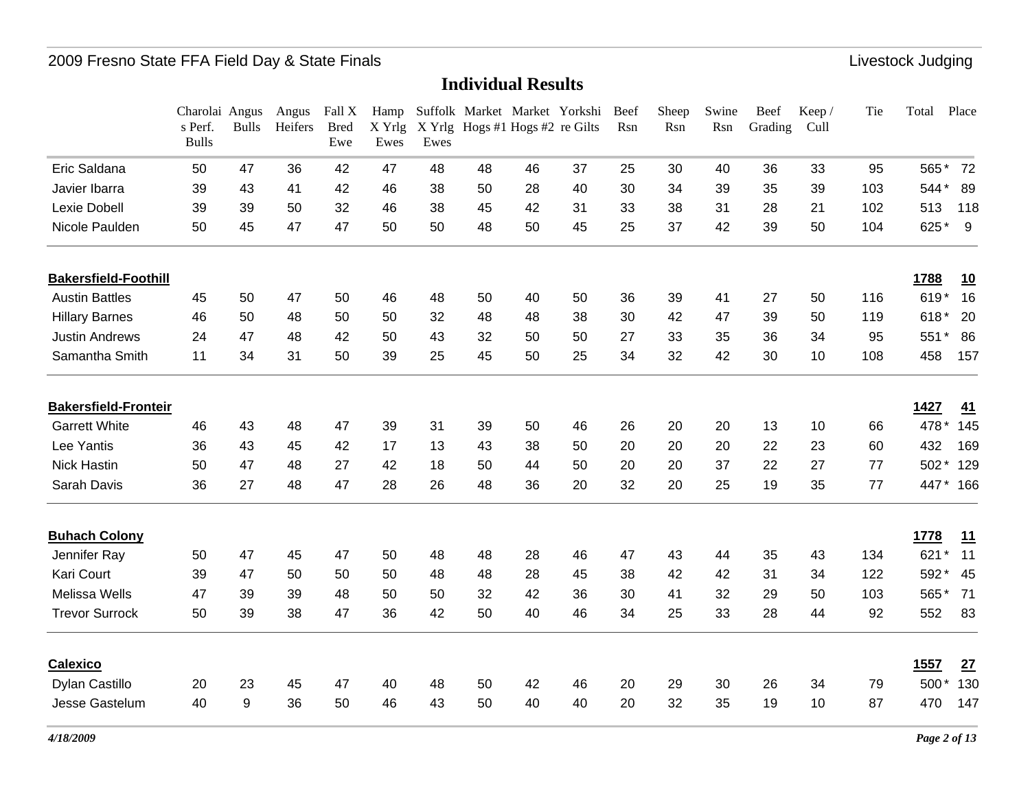## Individual Results

| | Charolais Perf. Bulls | Angus Bulls | Angus Heifers | Fall X Bred Ewe | Hamp X Yrlg Ewes | Suffolk X Yrlg Ewes | Market Hogs #1 | Market Hogs #2 | Yorkshire Gilts | Beef Rsn | Sheep Rsn | Swine Rsn | Beef Grading | Keep / Cull | Tie | Total | Place |
|---|---|---|---|---|---|---|---|---|---|---|---|---|---|---|---|---|---|
| Eric Saldana | 50 | 47 | 36 | 42 | 47 | 48 | 48 | 46 | 37 | 25 | 30 | 40 | 36 | 33 | 95 | 565 * | 72 |
| Javier Ibarra | 39 | 43 | 41 | 42 | 46 | 38 | 50 | 28 | 40 | 30 | 34 | 39 | 35 | 39 | 103 | 544 * | 89 |
| Lexie Dobell | 39 | 39 | 50 | 32 | 46 | 38 | 45 | 42 | 31 | 33 | 38 | 31 | 28 | 21 | 102 | 513 | 118 |
| Nicole Paulden | 50 | 45 | 47 | 47 | 50 | 50 | 48 | 50 | 45 | 25 | 37 | 42 | 39 | 50 | 104 | 625 * | 9 |
| **Bakersfield-Foothill** | | | | | | | | | | | | | | | | **1788** | **10** |
| Austin Battles | 45 | 50 | 47 | 50 | 46 | 48 | 50 | 40 | 50 | 36 | 39 | 41 | 27 | 50 | 116 | 619 * | 16 |
| Hillary Barnes | 46 | 50 | 48 | 50 | 50 | 32 | 48 | 48 | 38 | 30 | 42 | 47 | 39 | 50 | 119 | 618 * | 20 |
| Justin Andrews | 24 | 47 | 48 | 42 | 50 | 43 | 32 | 50 | 50 | 27 | 33 | 35 | 36 | 34 | 95 | 551 * | 86 |
| Samantha Smith | 11 | 34 | 31 | 50 | 39 | 25 | 45 | 50 | 25 | 34 | 32 | 42 | 30 | 10 | 108 | 458 | 157 |
| **Bakersfield-Fronteir** | | | | | | | | | | | | | | | | **1427** | **41** |
| Garrett White | 46 | 43 | 48 | 47 | 39 | 31 | 39 | 50 | 46 | 26 | 20 | 20 | 13 | 10 | 66 | 478 * | 145 |
| Lee Yantis | 36 | 43 | 45 | 42 | 17 | 13 | 43 | 38 | 50 | 20 | 20 | 20 | 22 | 23 | 60 | 432 | 169 |
| Nick Hastin | 50 | 47 | 48 | 27 | 42 | 18 | 50 | 44 | 50 | 20 | 20 | 37 | 22 | 27 | 77 | 502 * | 129 |
| Sarah Davis | 36 | 27 | 48 | 47 | 28 | 26 | 48 | 36 | 20 | 32 | 20 | 25 | 19 | 35 | 77 | 447 * | 166 |
| **Buhach Colony** | | | | | | | | | | | | | | | | **1778** | **11** |
| Jennifer Ray | 50 | 47 | 45 | 47 | 50 | 48 | 48 | 28 | 46 | 47 | 43 | 44 | 35 | 43 | 134 | 621 * | 11 |
| Kari Court | 39 | 47 | 50 | 50 | 50 | 48 | 48 | 28 | 45 | 38 | 42 | 42 | 31 | 34 | 122 | 592 * | 45 |
| Melissa Wells | 47 | 39 | 39 | 48 | 50 | 50 | 32 | 42 | 36 | 30 | 41 | 32 | 29 | 50 | 103 | 565 * | 71 |
| Trevor Surrock | 50 | 39 | 38 | 47 | 36 | 42 | 50 | 40 | 46 | 34 | 25 | 33 | 28 | 44 | 92 | 552 | 83 |
| **Calexico** | | | | | | | | | | | | | | | | **1557** | **27** |
| Dylan Castillo | 20 | 23 | 45 | 47 | 40 | 48 | 50 | 42 | 46 | 20 | 29 | 30 | 26 | 34 | 79 | 500 * | 130 |
| Jesse Gastelum | 40 | 9 | 36 | 50 | 46 | 43 | 50 | 40 | 40 | 20 | 32 | 35 | 19 | 10 | 87 | 470 | 147 |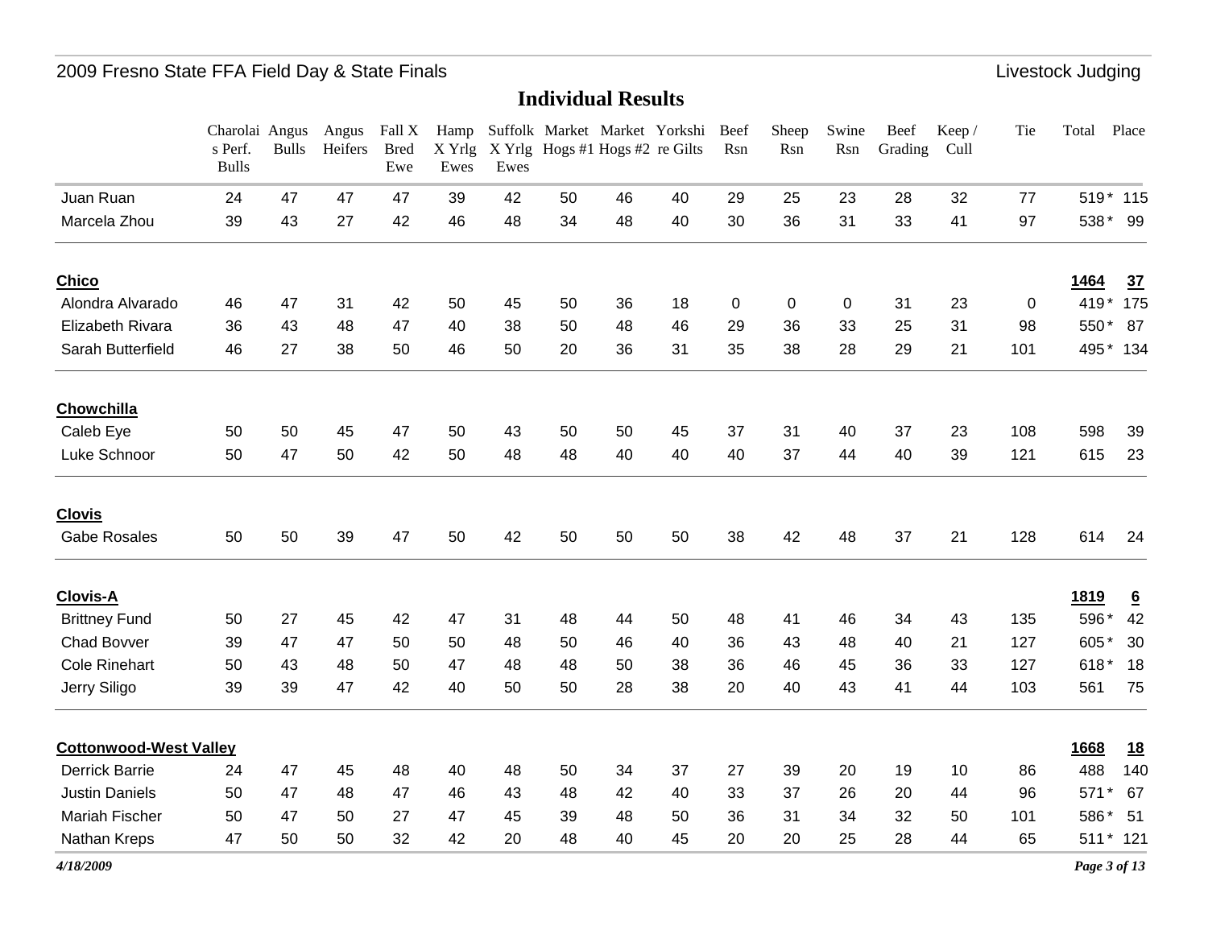## Individual Results

| | Charolais Perf. Bulls | Angus Bulls | Angus Heifers | Fall X Bred Ewe | Hamp X Yrlg Ewes | Suffolk X Yrlg Ewes | Market Hogs #1 | Market Hogs #2 | Yorkshire Gilts | Beef Rsn | Sheep Rsn | Swine Rsn | Beef Grading | Keep / Cull | Tie | Total | Place |
|---|---|---|---|---|---|---|---|---|---|---|---|---|---|---|---|---|---|
| Juan Ruan | 24 | 47 | 47 | 47 | 39 | 42 | 50 | 46 | 40 | 29 | 25 | 23 | 28 | 32 | 77 | 519 * | 115 |
| Marcela Zhou | 39 | 43 | 27 | 42 | 46 | 48 | 34 | 48 | 40 | 30 | 36 | 31 | 33 | 41 | 97 | 538 * | 99 |
| **Chico** | | | | | | | | | | | | | | | | **1464** | **37** |
| Alondra Alvarado | 46 | 47 | 31 | 42 | 50 | 45 | 50 | 36 | 18 | 0 | 0 | 0 | 31 | 23 | 0 | 419 * | 175 |
| Elizabeth Rivara | 36 | 43 | 48 | 47 | 40 | 38 | 50 | 48 | 46 | 29 | 36 | 33 | 25 | 31 | 98 | 550 * | 87 |
| Sarah Butterfield | 46 | 27 | 38 | 50 | 46 | 50 | 20 | 36 | 31 | 35 | 38 | 28 | 29 | 21 | 101 | 495 * | 134 |
| **Chowchilla** | | | | | | | | | | | | | | | | | |
| Caleb Eye | 50 | 50 | 45 | 47 | 50 | 43 | 50 | 50 | 45 | 37 | 31 | 40 | 37 | 23 | 108 | 598 | 39 |
| Luke Schnoor | 50 | 47 | 50 | 42 | 50 | 48 | 48 | 40 | 40 | 40 | 37 | 44 | 40 | 39 | 121 | 615 | 23 |
| **Clovis** | | | | | | | | | | | | | | | | | |
| Gabe Rosales | 50 | 50 | 39 | 47 | 50 | 42 | 50 | 50 | 50 | 38 | 42 | 48 | 37 | 21 | 128 | 614 | 24 |
| **Clovis-A** | | | | | | | | | | | | | | | | **1819** | **6** |
| Brittney Fund | 50 | 27 | 45 | 42 | 47 | 31 | 48 | 44 | 50 | 48 | 41 | 46 | 34 | 43 | 135 | 596 * | 42 |
| Chad Bovver | 39 | 47 | 47 | 50 | 50 | 48 | 50 | 46 | 40 | 36 | 43 | 48 | 40 | 21 | 127 | 605 * | 30 |
| Cole Rinehart | 50 | 43 | 48 | 50 | 47 | 48 | 48 | 50 | 38 | 36 | 46 | 45 | 36 | 33 | 127 | 618 * | 18 |
| Jerry Siligo | 39 | 39 | 47 | 42 | 40 | 50 | 50 | 28 | 38 | 20 | 40 | 43 | 41 | 44 | 103 | 561 | 75 |
| **Cottonwood-West Valley** | | | | | | | | | | | | | | | | **1668** | **18** |
| Derrick Barrie | 24 | 47 | 45 | 48 | 40 | 48 | 50 | 34 | 37 | 27 | 39 | 20 | 19 | 10 | 86 | 488 | 140 |
| Justin Daniels | 50 | 47 | 48 | 47 | 46 | 43 | 48 | 42 | 40 | 33 | 37 | 26 | 20 | 44 | 96 | 571 * | 67 |
| Mariah Fischer | 50 | 47 | 50 | 27 | 47 | 45 | 39 | 48 | 50 | 36 | 31 | 34 | 32 | 50 | 101 | 586 * | 51 |
| Nathan Kreps | 47 | 50 | 50 | 32 | 42 | 20 | 48 | 40 | 45 | 20 | 20 | 25 | 28 | 44 | 65 | 511 * | 121 |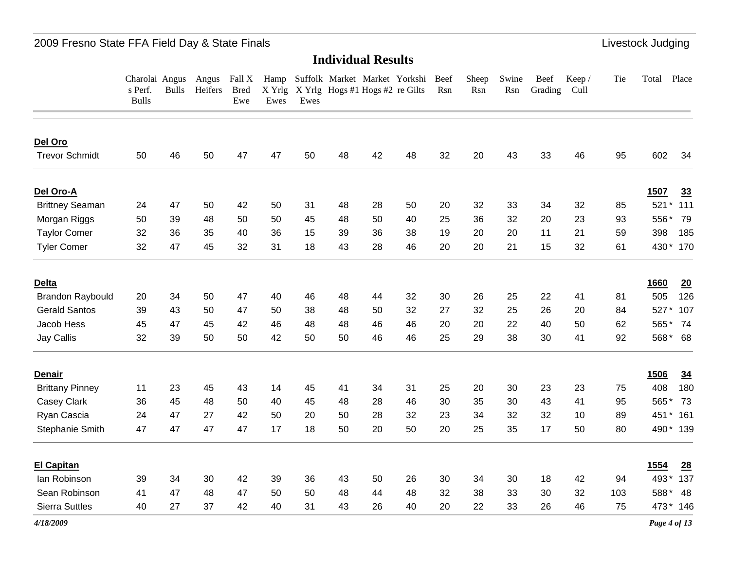## 2009 Fresno State FFA Field Day & State Finals

### Livestock Judging

# Individual Results

| | Charolais Perf. Bulls | Angus Bulls | Angus Heifers | Fall X Bred Ewe | Hamp X Yrlg Ewes | Suffolk X Yrlg Ewes | Market Hogs #1 | Market Hogs #2 | Yorkshire Gilts | Beef Rsn | Sheep Rsn | Swine Rsn | Beef Grading | Keep / Cull | Tie | Total | Place |
|---|---|---|---|---|---|---|---|---|---|---|---|---|---|---|---|---|---|
| **Del Oro** | | | | | | | | | | | | | | | | | |
| Trevor Schmidt | 50 | 46 | 50 | 47 | 47 | 50 | 48 | 42 | 48 | 32 | 20 | 43 | 33 | 46 | 95 | 602 | 34 |
| **Del Oro-A** | | | | | | | | | | | | | | | | **1507** | **33** |
| Brittney Seaman | 24 | 47 | 50 | 42 | 50 | 31 | 48 | 28 | 50 | 20 | 32 | 33 | 34 | 32 | 85 | 521 * | 111 |
| Morgan Riggs | 50 | 39 | 48 | 50 | 50 | 45 | 48 | 50 | 40 | 25 | 36 | 32 | 20 | 23 | 93 | 556 * | 79 |
| Taylor Comer | 32 | 36 | 35 | 40 | 36 | 15 | 39 | 36 | 38 | 19 | 20 | 20 | 11 | 21 | 59 | 398 | 185 |
| Tyler Comer | 32 | 47 | 45 | 32 | 31 | 18 | 43 | 28 | 46 | 20 | 20 | 21 | 15 | 32 | 61 | 430 * | 170 |
| **Delta** | | | | | | | | | | | | | | | | **1660** | **20** |
| Brandon Raybould | 20 | 34 | 50 | 47 | 40 | 46 | 48 | 44 | 32 | 30 | 26 | 25 | 22 | 41 | 81 | 505 | 126 |
| Gerald Santos | 39 | 43 | 50 | 47 | 50 | 38 | 48 | 50 | 32 | 27 | 32 | 25 | 26 | 20 | 84 | 527 * | 107 |
| Jacob Hess | 45 | 47 | 45 | 42 | 46 | 48 | 48 | 46 | 46 | 20 | 20 | 22 | 40 | 50 | 62 | 565 * | 74 |
| Jay Callis | 32 | 39 | 50 | 50 | 42 | 50 | 50 | 46 | 46 | 25 | 29 | 38 | 30 | 41 | 92 | 568 * | 68 |
| **Denair** | | | | | | | | | | | | | | | | **1506** | **34** |
| Brittany Pinney | 11 | 23 | 45 | 43 | 14 | 45 | 41 | 34 | 31 | 25 | 20 | 30 | 23 | 23 | 75 | 408 | 180 |
| Casey Clark | 36 | 45 | 48 | 50 | 40 | 45 | 48 | 28 | 46 | 30 | 35 | 30 | 43 | 41 | 95 | 565 * | 73 |
| Ryan Cascia | 24 | 47 | 27 | 42 | 50 | 20 | 50 | 28 | 32 | 23 | 34 | 32 | 32 | 10 | 89 | 451 * | 161 |
| Stephanie Smith | 47 | 47 | 47 | 47 | 17 | 18 | 50 | 20 | 50 | 20 | 25 | 35 | 17 | 50 | 80 | 490 * | 139 |
| **El Capitan** | | | | | | | | | | | | | | | | **1554** | **28** |
| Ian Robinson | 39 | 34 | 30 | 42 | 39 | 36 | 43 | 50 | 26 | 30 | 34 | 30 | 18 | 42 | 94 | 493 * | 137 |
| Sean Robinson | 41 | 47 | 48 | 47 | 50 | 50 | 48 | 44 | 48 | 32 | 38 | 33 | 30 | 32 | 103 | 588 * | 48 |
| Sierra Suttles | 40 | 27 | 37 | 42 | 40 | 31 | 43 | 26 | 40 | 20 | 22 | 33 | 26 | 46 | 75 | 473 * | 146 |

*4/18/2009*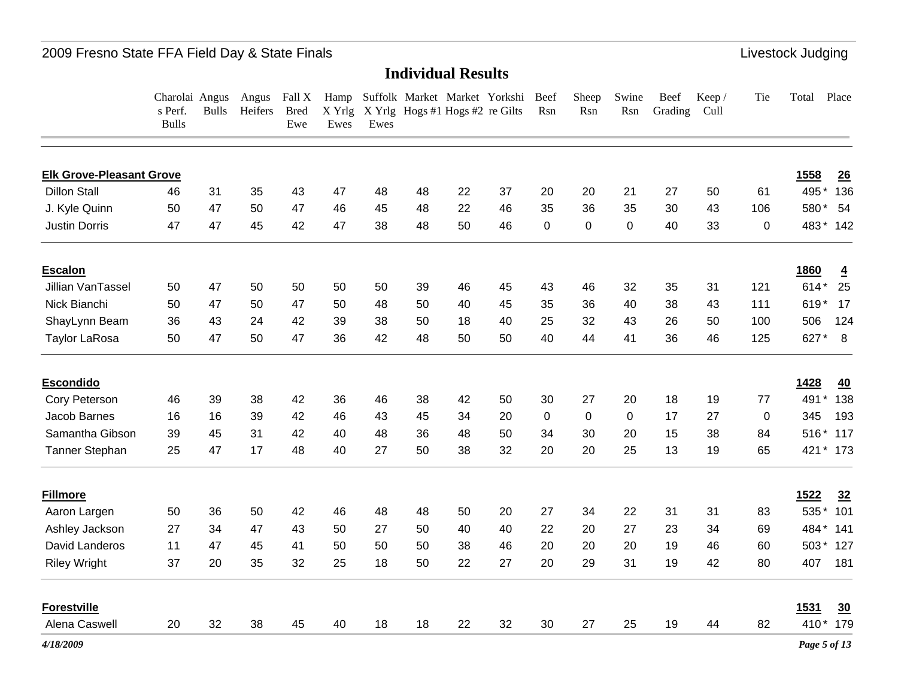# Individual Results

| | Charolais Perf. Bulls | Angus Bulls | Angus Heifers | Fall X Bred Ewe | Hamp X Yrlg Ewes | Suffolk X Yrlg Ewes | Market Hogs #1 | Market Hogs #2 | Yorkshire Gilts | Beef Rsn | Sheep Rsn | Swine Rsn | Beef Grading | Keep / Cull | Tie | Total | Place |
|---|---|---|---|---|---|---|---|---|---|---|---|---|---|---|---|---|---|
| **Elk Grove-Pleasant Grove** | | | | | | | | | | | | | | | | **1558** | **26** |
| Dillon Stall | 46 | 31 | 35 | 43 | 47 | 48 | 48 | 22 | 37 | 20 | 20 | 21 | 27 | 50 | 61 | 495 * | 136 |
| J. Kyle Quinn | 50 | 47 | 50 | 47 | 46 | 45 | 48 | 22 | 46 | 35 | 36 | 35 | 30 | 43 | 106 | 580 * | 54 |
| Justin Dorris | 47 | 47 | 45 | 42 | 47 | 38 | 48 | 50 | 46 | 0 | 0 | 0 | 40 | 33 | 0 | 483 * | 142 |
| **Escalon** | | | | | | | | | | | | | | | | **1860** | **4** |
| Jillian VanTassel | 50 | 47 | 50 | 50 | 50 | 50 | 39 | 46 | 45 | 43 | 46 | 32 | 35 | 31 | 121 | 614 * | 25 |
| Nick Bianchi | 50 | 47 | 50 | 47 | 50 | 48 | 50 | 40 | 45 | 35 | 36 | 40 | 38 | 43 | 111 | 619 * | 17 |
| ShayLynn Beam | 36 | 43 | 24 | 42 | 39 | 38 | 50 | 18 | 40 | 25 | 32 | 43 | 26 | 50 | 100 | 506 | 124 |
| Taylor LaRosa | 50 | 47 | 50 | 47 | 36 | 42 | 48 | 50 | 50 | 40 | 44 | 41 | 36 | 46 | 125 | 627 * | 8 |
| **Escondido** | | | | | | | | | | | | | | | | **1428** | **40** |
| Cory Peterson | 46 | 39 | 38 | 42 | 36 | 46 | 38 | 42 | 50 | 30 | 27 | 20 | 18 | 19 | 77 | 491 * | 138 |
| Jacob Barnes | 16 | 16 | 39 | 42 | 46 | 43 | 45 | 34 | 20 | 0 | 0 | 0 | 17 | 27 | 0 | 345 | 193 |
| Samantha Gibson | 39 | 45 | 31 | 42 | 40 | 48 | 36 | 48 | 50 | 34 | 30 | 20 | 15 | 38 | 84 | 516 * | 117 |
| Tanner Stephan | 25 | 47 | 17 | 48 | 40 | 27 | 50 | 38 | 32 | 20 | 20 | 25 | 13 | 19 | 65 | 421 * | 173 |
| **Fillmore** | | | | | | | | | | | | | | | | **1522** | **32** |
| Aaron Largen | 50 | 36 | 50 | 42 | 46 | 48 | 48 | 50 | 20 | 27 | 34 | 22 | 31 | 31 | 83 | 535 * | 101 |
| Ashley Jackson | 27 | 34 | 47 | 43 | 50 | 27 | 50 | 40 | 40 | 22 | 20 | 27 | 23 | 34 | 69 | 484 * | 141 |
| David Landeros | 11 | 47 | 45 | 41 | 50 | 50 | 50 | 38 | 46 | 20 | 20 | 20 | 19 | 46 | 60 | 503 * | 127 |
| Riley Wright | 37 | 20 | 35 | 32 | 25 | 18 | 50 | 22 | 27 | 20 | 29 | 31 | 19 | 42 | 80 | 407 | 181 |
| **Forestville** | | | | | | | | | | | | | | | | **1531** | **30** |
| Alena Caswell | 20 | 32 | 38 | 45 | 40 | 18 | 18 | 22 | 32 | 30 | 27 | 25 | 19 | 44 | 82 | 410 * | 179 |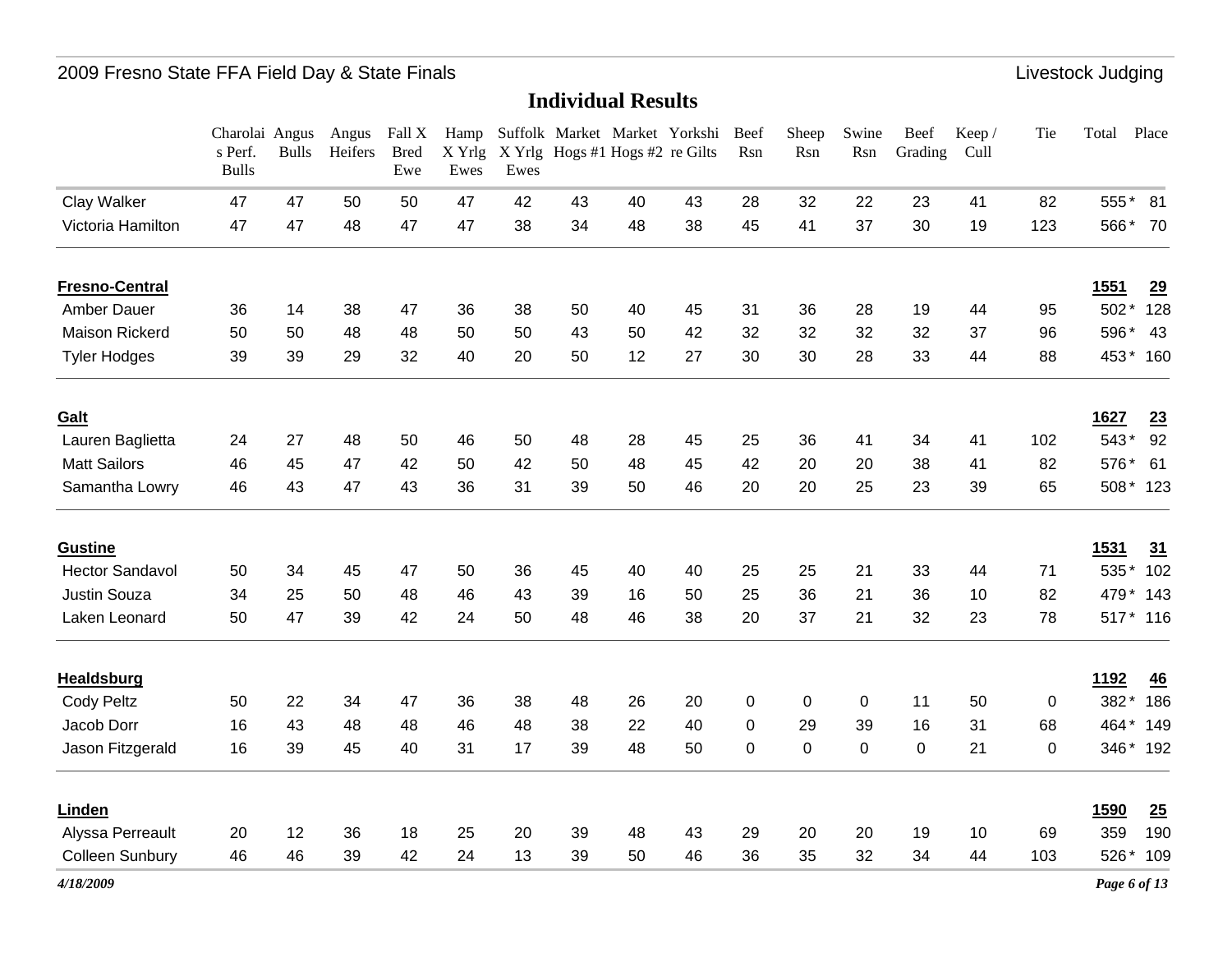## Individual Results

| | Charolais Perf. Bulls | Angus Bulls | Angus Heifers | Fall X Bred Ewe | Hamp X Yrlg Ewes | Suffolk X Yrlg Ewes | Market Hogs #1 | Market Hogs #2 | Yorkshire Gilts | Beef Rsn | Sheep Rsn | Swine Rsn | Beef Grading | Keep / Cull | Tie | Total | Place |
|---|---|---|---|---|---|---|---|---|---|---|---|---|---|---|---|---|---|
| Clay Walker | 47 | 47 | 50 | 50 | 47 | 42 | 43 | 40 | 43 | 28 | 32 | 22 | 23 | 41 | 82 | 555 * | 81 |
| Victoria Hamilton | 47 | 47 | 48 | 47 | 47 | 38 | 34 | 48 | 38 | 45 | 41 | 37 | 30 | 19 | 123 | 566 * | 70 |
| **Fresno-Central** | | | | | | | | | | | | | | | | **1551** | **29** |
| Amber Dauer | 36 | 14 | 38 | 47 | 36 | 38 | 50 | 40 | 45 | 31 | 36 | 28 | 19 | 44 | 95 | 502 * | 128 |
| Maison Rickerd | 50 | 50 | 48 | 48 | 50 | 50 | 43 | 50 | 42 | 32 | 32 | 32 | 32 | 37 | 96 | 596 * | 43 |
| Tyler Hodges | 39 | 39 | 29 | 32 | 40 | 20 | 50 | 12 | 27 | 30 | 30 | 28 | 33 | 44 | 88 | 453 * | 160 |
| **Galt** | | | | | | | | | | | | | | | | **1627** | **23** |
| Lauren Baglietta | 24 | 27 | 48 | 50 | 46 | 50 | 48 | 28 | 45 | 25 | 36 | 41 | 34 | 41 | 102 | 543 * | 92 |
| Matt Sailors | 46 | 45 | 47 | 42 | 50 | 42 | 50 | 48 | 45 | 42 | 20 | 20 | 38 | 41 | 82 | 576 * | 61 |
| Samantha Lowry | 46 | 43 | 47 | 43 | 36 | 31 | 39 | 50 | 46 | 20 | 20 | 25 | 23 | 39 | 65 | 508 * | 123 |
| **Gustine** | | | | | | | | | | | | | | | | **1531** | **31** |
| Hector Sandavol | 50 | 34 | 45 | 47 | 50 | 36 | 45 | 40 | 40 | 25 | 25 | 21 | 33 | 44 | 71 | 535 * | 102 |
| Justin Souza | 34 | 25 | 50 | 48 | 46 | 43 | 39 | 16 | 50 | 25 | 36 | 21 | 36 | 10 | 82 | 479 * | 143 |
| Laken Leonard | 50 | 47 | 39 | 42 | 24 | 50 | 48 | 46 | 38 | 20 | 37 | 21 | 32 | 23 | 78 | 517 * | 116 |
| **Healdsburg** | | | | | | | | | | | | | | | | **1192** | **46** |
| Cody Peltz | 50 | 22 | 34 | 47 | 36 | 38 | 48 | 26 | 20 | 0 | 0 | 0 | 11 | 50 | 0 | 382 * | 186 |
| Jacob Dorr | 16 | 43 | 48 | 48 | 46 | 48 | 38 | 22 | 40 | 0 | 29 | 39 | 16 | 31 | 68 | 464 * | 149 |
| Jason Fitzgerald | 16 | 39 | 45 | 40 | 31 | 17 | 39 | 48 | 50 | 0 | 0 | 0 | 0 | 21 | 0 | 346 * | 192 |
| **Linden** | | | | | | | | | | | | | | | | **1590** | **25** |
| Alyssa Perreault | 20 | 12 | 36 | 18 | 25 | 20 | 39 | 48 | 43 | 29 | 20 | 20 | 19 | 10 | 69 | 359 | 190 |
| Colleen Sunbury | 46 | 46 | 39 | 42 | 24 | 13 | 39 | 50 | 46 | 36 | 35 | 32 | 34 | 44 | 103 | 526 * | 109 |

*4/18/2009*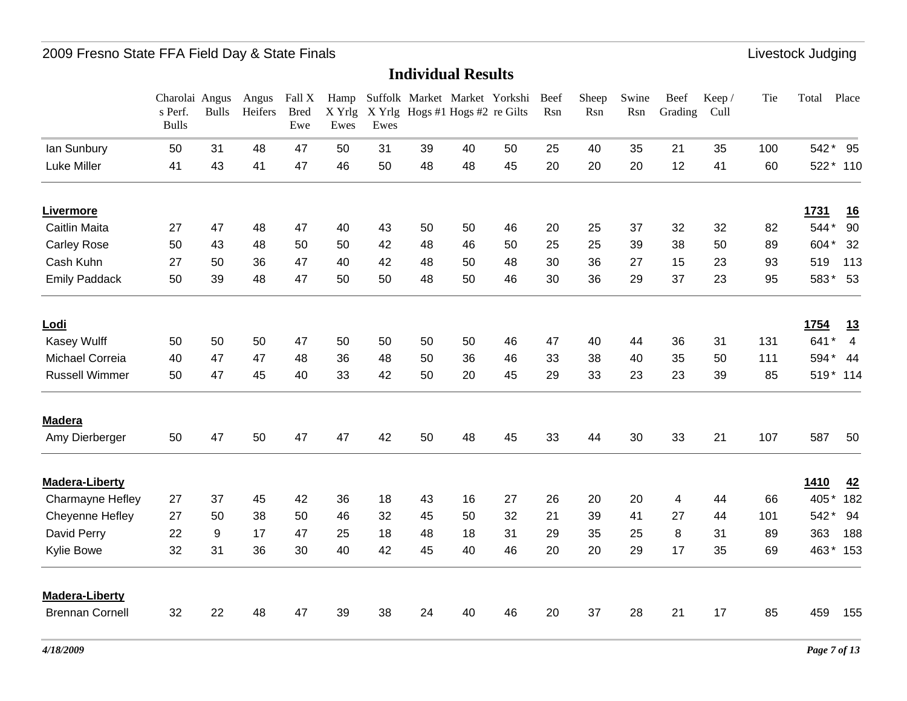## Individual Results

| | Charolais Perf. Bulls | Angus Bulls | Angus Heifers | Fall X Bred Ewe | Hamp X Yrlg Ewes | Suffolk X Yrlg Ewes | Market Hogs #1 | Market Hogs #2 | Yorkshire Gilts | Beef Rsn | Sheep Rsn | Swine Rsn | Beef Grading | Keep / Cull | Tie | Total | Place |
|---|---|---|---|---|---|---|---|---|---|---|---|---|---|---|---|---|---|
| Ian Sunbury | 50 | 31 | 48 | 47 | 50 | 31 | 39 | 40 | 50 | 25 | 40 | 35 | 21 | 35 | 100 | 542 * | 95 |
| Luke Miller | 41 | 43 | 41 | 47 | 46 | 50 | 48 | 48 | 45 | 20 | 20 | 20 | 12 | 41 | 60 | 522 * | 110 |
| **Livermore** | | | | | | | | | | | | | | | | **1731** | **16** |
| Caitlin Maita | 27 | 47 | 48 | 47 | 40 | 43 | 50 | 50 | 46 | 20 | 25 | 37 | 32 | 32 | 82 | 544 * | 90 |
| Carley Rose | 50 | 43 | 48 | 50 | 50 | 42 | 48 | 46 | 50 | 25 | 25 | 39 | 38 | 50 | 89 | 604 * | 32 |
| Cash Kuhn | 27 | 50 | 36 | 47 | 40 | 42 | 48 | 50 | 48 | 30 | 36 | 27 | 15 | 23 | 93 | 519 | 113 |
| Emily Paddack | 50 | 39 | 48 | 47 | 50 | 50 | 48 | 50 | 46 | 30 | 36 | 29 | 37 | 23 | 95 | 583 * | 53 |
| **Lodi** | | | | | | | | | | | | | | | | **1754** | **13** |
| Kasey Wulff | 50 | 50 | 50 | 47 | 50 | 50 | 50 | 50 | 46 | 47 | 40 | 44 | 36 | 31 | 131 | 641 * | 4 |
| Michael Correia | 40 | 47 | 47 | 48 | 36 | 48 | 50 | 36 | 46 | 33 | 38 | 40 | 35 | 50 | 111 | 594 * | 44 |
| Russell Wimmer | 50 | 47 | 45 | 40 | 33 | 42 | 50 | 20 | 45 | 29 | 33 | 23 | 23 | 39 | 85 | 519 * | 114 |
| **Madera** | | | | | | | | | | | | | | | | | |
| Amy Dierberger | 50 | 47 | 50 | 47 | 47 | 42 | 50 | 48 | 45 | 33 | 44 | 30 | 33 | 21 | 107 | 587 | 50 |
| **Madera-Liberty** | | | | | | | | | | | | | | | | **1410** | **42** |
| Charmayne Hefley | 27 | 37 | 45 | 42 | 36 | 18 | 43 | 16 | 27 | 26 | 20 | 20 | 4 | 44 | 66 | 405 * | 182 |
| Cheyenne Hefley | 27 | 50 | 38 | 50 | 46 | 32 | 45 | 50 | 32 | 21 | 39 | 41 | 27 | 44 | 101 | 542 * | 94 |
| David Perry | 22 | 9 | 17 | 47 | 25 | 18 | 48 | 18 | 31 | 29 | 35 | 25 | 8 | 31 | 89 | 363 | 188 |
| Kylie Bowe | 32 | 31 | 36 | 30 | 40 | 42 | 45 | 40 | 46 | 20 | 20 | 29 | 17 | 35 | 69 | 463 * | 153 |
| **Madera-Liberty** | | | | | | | | | | | | | | | | | |
| Brennan Cornell | 32 | 22 | 48 | 47 | 39 | 38 | 24 | 40 | 46 | 20 | 37 | 28 | 21 | 17 | 85 | 459 | 155 |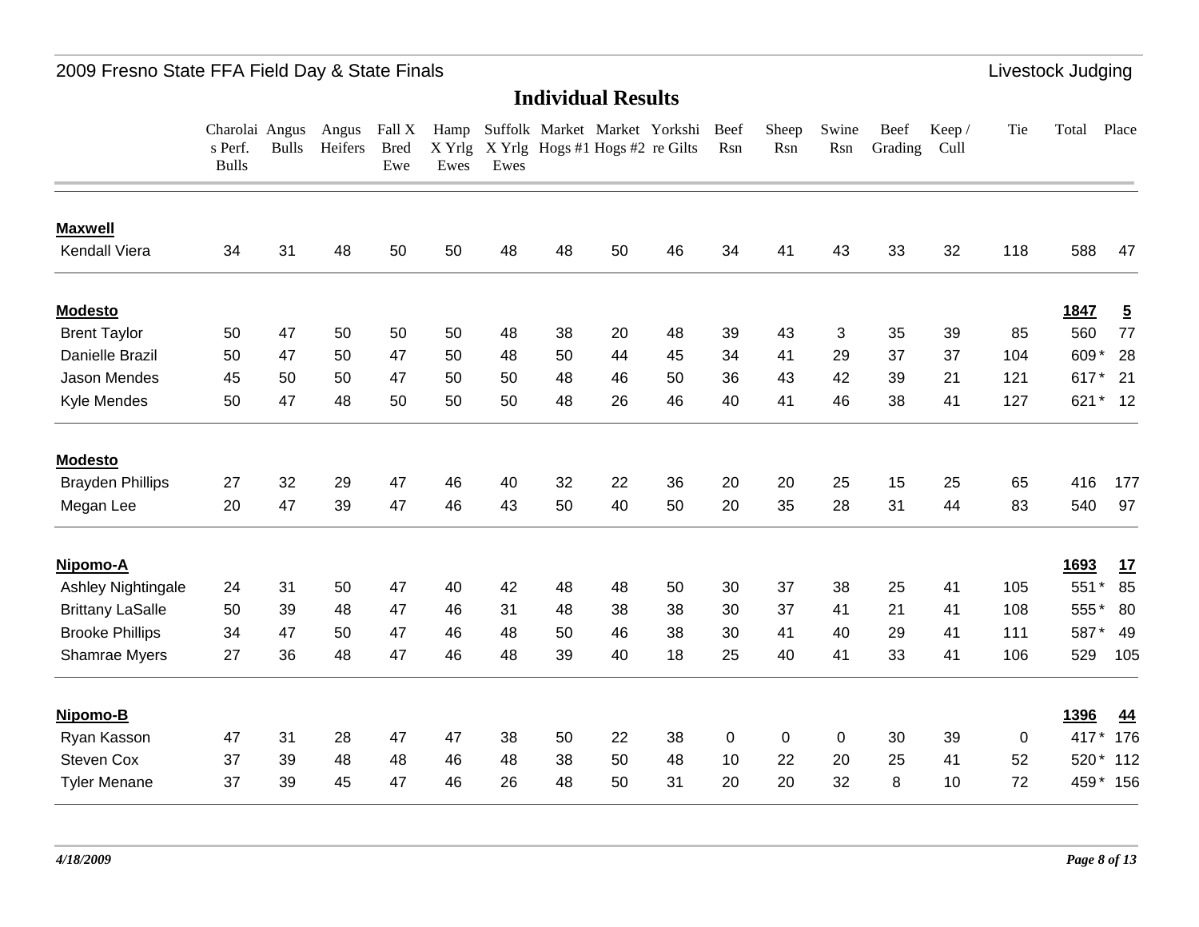2009 Fresno State FFA Field Day & State Finals — Livestock Judging

# Individual Results

| | Charolais Perf. Bulls | Angus Bulls | Angus Heifers | Fall X Bred Ewe | Hamp X Yrlg Ewes | Suffolk X Yrlg Ewes | Market Hogs #1 | Market Hogs #2 | Yorkshire Gilts | Beef Rsn | Sheep Rsn | Swine Rsn | Beef Grading | Keep / Cull | Tie | Total | Place |
|---|---|---|---|---|---|---|---|---|---|---|---|---|---|---|---|---|---|
| **Maxwell** | | | | | | | | | | | | | | | | | |
| Kendall Viera | 34 | 31 | 48 | 50 | 50 | 48 | 48 | 50 | 46 | 34 | 41 | 43 | 33 | 32 | 118 | 588 | 47 |
| **Modesto** | | | | | | | | | | | | | | | | **1847** | **5** |
| Brent Taylor | 50 | 47 | 50 | 50 | 50 | 48 | 38 | 20 | 48 | 39 | 43 | 3 | 35 | 39 | 85 | 560 | 77 |
| Danielle Brazil | 50 | 47 | 50 | 47 | 50 | 48 | 50 | 44 | 45 | 34 | 41 | 29 | 37 | 37 | 104 | 609 * | 28 |
| Jason Mendes | 45 | 50 | 50 | 47 | 50 | 50 | 48 | 46 | 50 | 36 | 43 | 42 | 39 | 21 | 121 | 617 * | 21 |
| Kyle Mendes | 50 | 47 | 48 | 50 | 50 | 50 | 48 | 26 | 46 | 40 | 41 | 46 | 38 | 41 | 127 | 621 * | 12 |
| **Modesto** | | | | | | | | | | | | | | | | | |
| Brayden Phillips | 27 | 32 | 29 | 47 | 46 | 40 | 32 | 22 | 36 | 20 | 20 | 25 | 15 | 25 | 65 | 416 | 177 |
| Megan Lee | 20 | 47 | 39 | 47 | 46 | 43 | 50 | 40 | 50 | 20 | 35 | 28 | 31 | 44 | 83 | 540 | 97 |
| **Nipomo-A** | | | | | | | | | | | | | | | | **1693** | **17** |
| Ashley Nightingale | 24 | 31 | 50 | 47 | 40 | 42 | 48 | 48 | 50 | 30 | 37 | 38 | 25 | 41 | 105 | 551 * | 85 |
| Brittany LaSalle | 50 | 39 | 48 | 47 | 46 | 31 | 48 | 38 | 38 | 30 | 37 | 41 | 21 | 41 | 108 | 555 * | 80 |
| Brooke Phillips | 34 | 47 | 50 | 47 | 46 | 48 | 50 | 46 | 38 | 30 | 41 | 40 | 29 | 41 | 111 | 587 * | 49 |
| Shamrae Myers | 27 | 36 | 48 | 47 | 46 | 48 | 39 | 40 | 18 | 25 | 40 | 41 | 33 | 41 | 106 | 529 | 105 |
| **Nipomo-B** | | | | | | | | | | | | | | | | **1396** | **44** |
| Ryan Kasson | 47 | 31 | 28 | 47 | 47 | 38 | 50 | 22 | 38 | 0 | 0 | 0 | 30 | 39 | 0 | 417 * | 176 |
| Steven Cox | 37 | 39 | 48 | 48 | 46 | 48 | 38 | 50 | 48 | 10 | 22 | 20 | 25 | 41 | 52 | 520 * | 112 |
| Tyler Menane | 37 | 39 | 45 | 47 | 46 | 26 | 48 | 50 | 31 | 20 | 20 | 32 | 8 | 10 | 72 | 459 * | 156 |

*4/18/2009*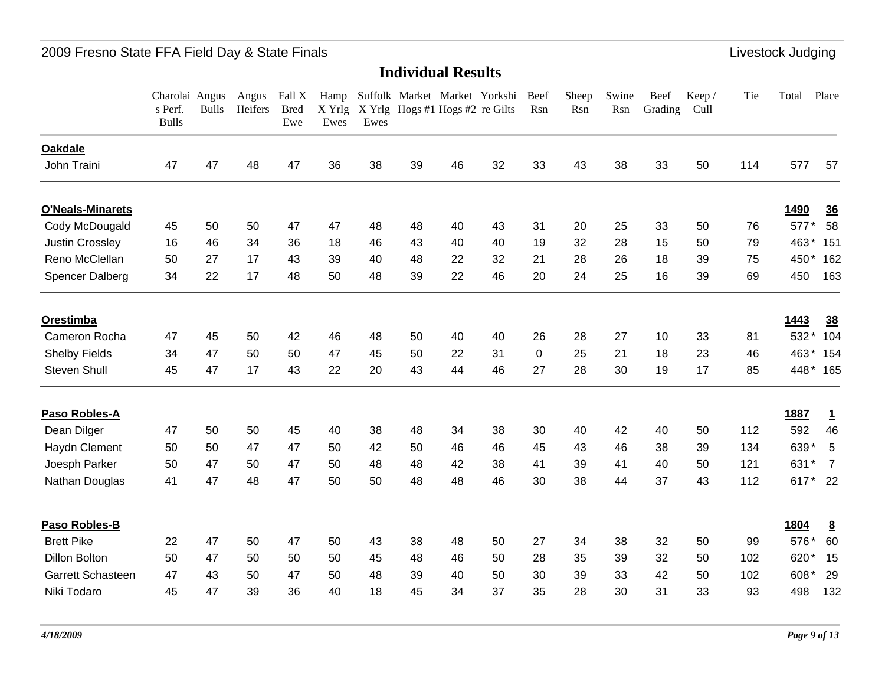## Individual Results

| | Charolais Perf. Bulls | Angus Bulls | Angus Heifers | Fall X Bred Ewe | Hamp X Yrlg Ewes | Suffolk X Yrlg Ewes | Market Hogs #1 | Market Hogs #2 | Yorkshire Gilts | Beef Rsn | Sheep Rsn | Swine Rsn | Beef Grading | Keep / Cull | Tie | Total | Place |
|---|---|---|---|---|---|---|---|---|---|---|---|---|---|---|---|---|---|
| **Oakdale** | | | | | | | | | | | | | | | | | |
| John Traini | 47 | 47 | 48 | 47 | 36 | 38 | 39 | 46 | 32 | 33 | 43 | 38 | 33 | 50 | 114 | 577 | 57 |
| **O'Neals-Minarets** | | | | | | | | | | | | | | | | **1490** | **36** |
| Cody McDougald | 45 | 50 | 50 | 47 | 47 | 48 | 48 | 40 | 43 | 31 | 20 | 25 | 33 | 50 | 76 | 577 * | 58 |
| Justin Crossley | 16 | 46 | 34 | 36 | 18 | 46 | 43 | 40 | 40 | 19 | 32 | 28 | 15 | 50 | 79 | 463 * | 151 |
| Reno McClellan | 50 | 27 | 17 | 43 | 39 | 40 | 48 | 22 | 32 | 21 | 28 | 26 | 18 | 39 | 75 | 450 * | 162 |
| Spencer Dalberg | 34 | 22 | 17 | 48 | 50 | 48 | 39 | 22 | 46 | 20 | 24 | 25 | 16 | 39 | 69 | 450 | 163 |
| **Orestimba** | | | | | | | | | | | | | | | | **1443** | **38** |
| Cameron Rocha | 47 | 45 | 50 | 42 | 46 | 48 | 50 | 40 | 40 | 26 | 28 | 27 | 10 | 33 | 81 | 532 * | 104 |
| Shelby Fields | 34 | 47 | 50 | 50 | 47 | 45 | 50 | 22 | 31 | 0 | 25 | 21 | 18 | 23 | 46 | 463 * | 154 |
| Steven Shull | 45 | 47 | 17 | 43 | 22 | 20 | 43 | 44 | 46 | 27 | 28 | 30 | 19 | 17 | 85 | 448 * | 165 |
| **Paso Robles-A** | | | | | | | | | | | | | | | | **1887** | **1** |
| Dean Dilger | 47 | 50 | 50 | 45 | 40 | 38 | 48 | 34 | 38 | 30 | 40 | 42 | 40 | 50 | 112 | 592 | 46 |
| Haydn Clement | 50 | 50 | 47 | 47 | 50 | 42 | 50 | 46 | 46 | 45 | 43 | 46 | 38 | 39 | 134 | 639 * | 5 |
| Joesph Parker | 50 | 47 | 50 | 47 | 50 | 48 | 48 | 42 | 38 | 41 | 39 | 41 | 40 | 50 | 121 | 631 * | 7 |
| Nathan Douglas | 41 | 47 | 48 | 47 | 50 | 50 | 48 | 48 | 46 | 30 | 38 | 44 | 37 | 43 | 112 | 617 * | 22 |
| **Paso Robles-B** | | | | | | | | | | | | | | | | **1804** | **8** |
| Brett Pike | 22 | 47 | 50 | 47 | 50 | 43 | 38 | 48 | 50 | 27 | 34 | 38 | 32 | 50 | 99 | 576 * | 60 |
| Dillon Bolton | 50 | 47 | 50 | 50 | 50 | 45 | 48 | 46 | 50 | 28 | 35 | 39 | 32 | 50 | 102 | 620 * | 15 |
| Garrett Schasteen | 47 | 43 | 50 | 47 | 50 | 48 | 39 | 40 | 50 | 30 | 39 | 33 | 42 | 50 | 102 | 608 * | 29 |
| Niki Todaro | 45 | 47 | 39 | 36 | 40 | 18 | 45 | 34 | 37 | 35 | 28 | 30 | 31 | 33 | 93 | 498 | 132 |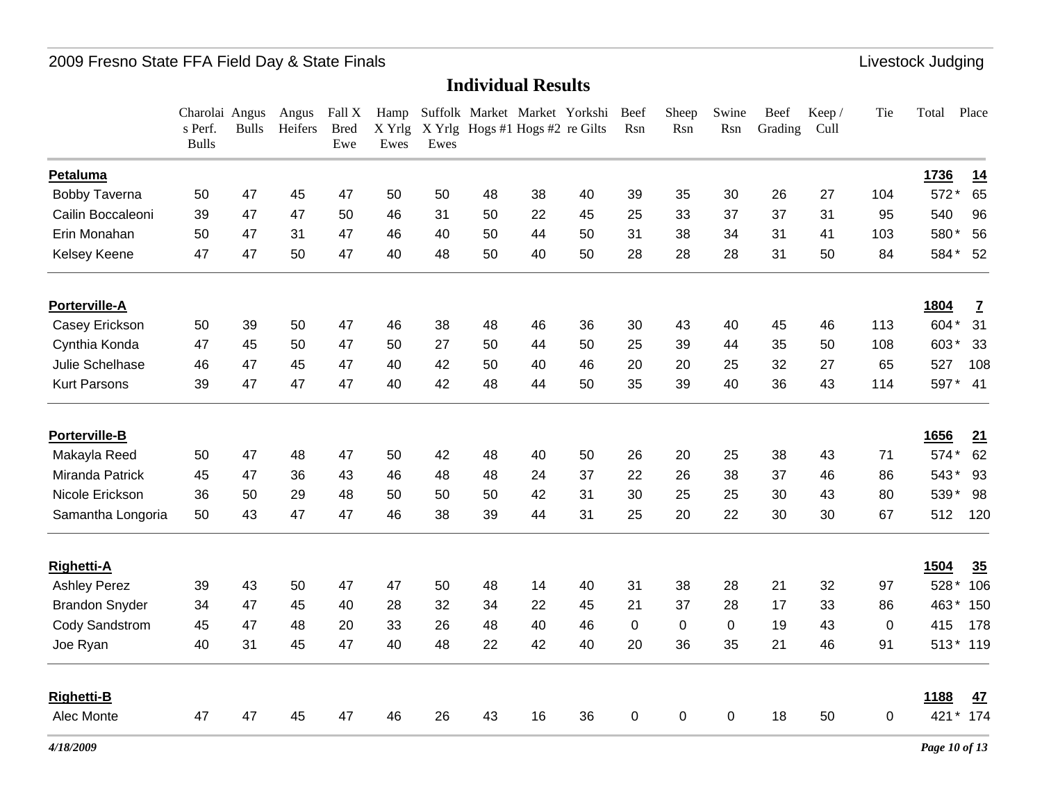## Individual Results

| | Charolais Perf. Bulls | Angus Bulls | Angus Heifers | Fall X Bred Ewe | Hamp X Yrlg Ewes | Suffolk X Yrlg Ewes | Market Hogs #1 | Market Hogs #2 | Yorkshire Gilts | Beef Rsn | Sheep Rsn | Swine Rsn | Beef Grading | Keep / Cull | Tie | Total | Place |
|---|---|---|---|---|---|---|---|---|---|---|---|---|---|---|---|---|---|
| **Petaluma** | | | | | | | | | | | | | | | | **1736** | **14** |
| Bobby Taverna | 50 | 47 | 45 | 47 | 50 | 50 | 48 | 38 | 40 | 39 | 35 | 30 | 26 | 27 | 104 | 572 * | 65 |
| Cailin Boccaleoni | 39 | 47 | 47 | 50 | 46 | 31 | 50 | 22 | 45 | 25 | 33 | 37 | 37 | 31 | 95 | 540 | 96 |
| Erin Monahan | 50 | 47 | 31 | 47 | 46 | 40 | 50 | 44 | 50 | 31 | 38 | 34 | 31 | 41 | 103 | 580 * | 56 |
| Kelsey Keene | 47 | 47 | 50 | 47 | 40 | 48 | 50 | 40 | 50 | 28 | 28 | 28 | 31 | 50 | 84 | 584 * | 52 |
| **Porterville-A** | | | | | | | | | | | | | | | | **1804** | **7** |
| Casey Erickson | 50 | 39 | 50 | 47 | 46 | 38 | 48 | 46 | 36 | 30 | 43 | 40 | 45 | 46 | 113 | 604 * | 31 |
| Cynthia Konda | 47 | 45 | 50 | 47 | 50 | 27 | 50 | 44 | 50 | 25 | 39 | 44 | 35 | 50 | 108 | 603 * | 33 |
| Julie Schelhase | 46 | 47 | 45 | 47 | 40 | 42 | 50 | 40 | 46 | 20 | 20 | 25 | 32 | 27 | 65 | 527 | 108 |
| Kurt Parsons | 39 | 47 | 47 | 47 | 40 | 42 | 48 | 44 | 50 | 35 | 39 | 40 | 36 | 43 | 114 | 597 * | 41 |
| **Porterville-B** | | | | | | | | | | | | | | | | **1656** | **21** |
| Makayla Reed | 50 | 47 | 48 | 47 | 50 | 42 | 48 | 40 | 50 | 26 | 20 | 25 | 38 | 43 | 71 | 574 * | 62 |
| Miranda Patrick | 45 | 47 | 36 | 43 | 46 | 48 | 48 | 24 | 37 | 22 | 26 | 38 | 37 | 46 | 86 | 543 * | 93 |
| Nicole Erickson | 36 | 50 | 29 | 48 | 50 | 50 | 50 | 42 | 31 | 30 | 25 | 25 | 30 | 43 | 80 | 539 * | 98 |
| Samantha Longoria | 50 | 43 | 47 | 47 | 46 | 38 | 39 | 44 | 31 | 25 | 20 | 22 | 30 | 30 | 67 | 512 | 120 |
| **Righetti-A** | | | | | | | | | | | | | | | | **1504** | **35** |
| Ashley Perez | 39 | 43 | 50 | 47 | 47 | 50 | 48 | 14 | 40 | 31 | 38 | 28 | 21 | 32 | 97 | 528 * | 106 |
| Brandon Snyder | 34 | 47 | 45 | 40 | 28 | 32 | 34 | 22 | 45 | 21 | 37 | 28 | 17 | 33 | 86 | 463 * | 150 |
| Cody Sandstrom | 45 | 47 | 48 | 20 | 33 | 26 | 48 | 40 | 46 | 0 | 0 | 0 | 19 | 43 | 0 | 415 | 178 |
| Joe Ryan | 40 | 31 | 45 | 47 | 40 | 48 | 22 | 42 | 40 | 20 | 36 | 35 | 21 | 46 | 91 | 513 * | 119 |
| **Righetti-B** | | | | | | | | | | | | | | | | **1188** | **47** |
| Alec Monte | 47 | 47 | 45 | 47 | 46 | 26 | 43 | 16 | 36 | 0 | 0 | 0 | 18 | 50 | 0 | 421 * | 174 |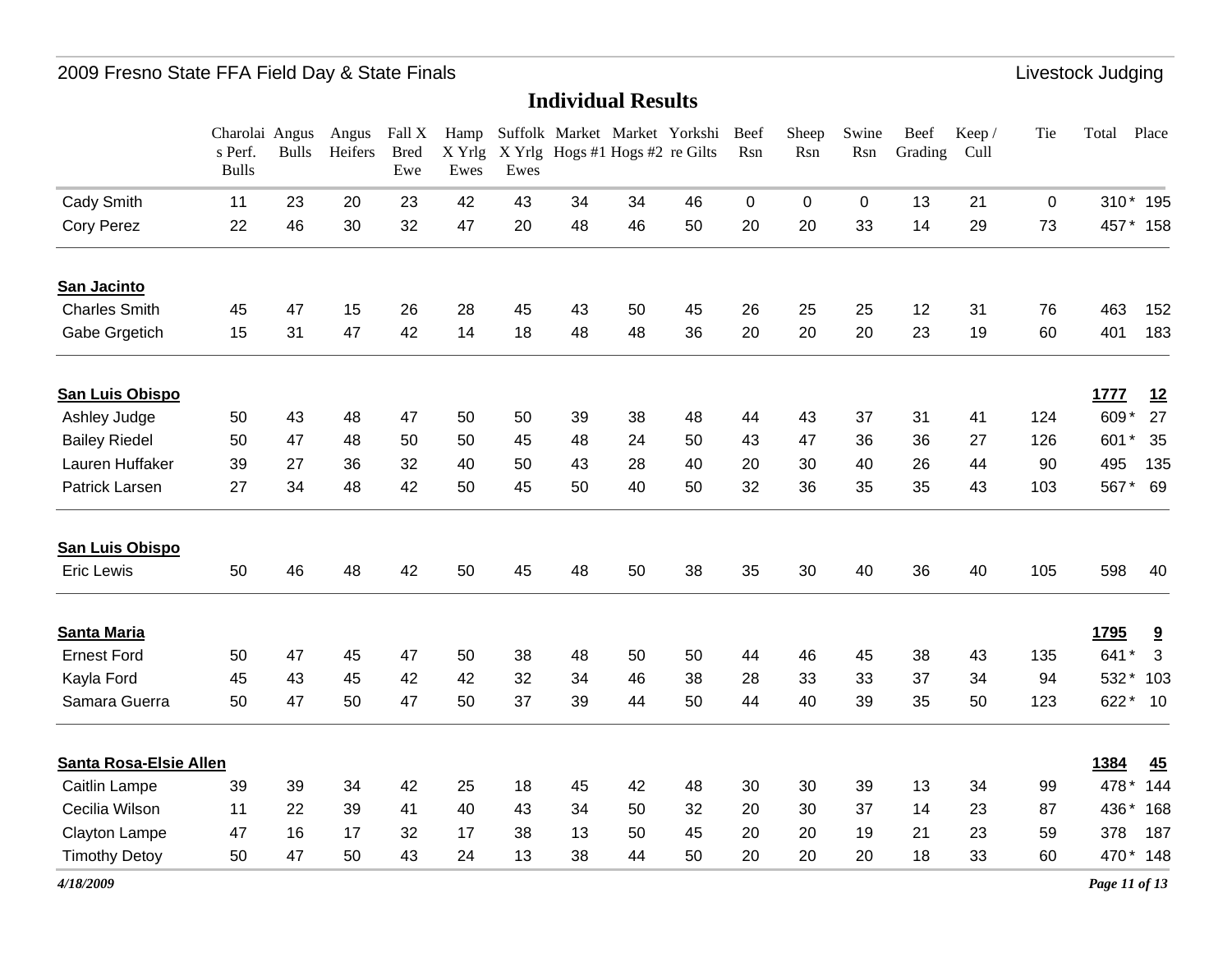## Individual Results

| | Charolais Perf. Bulls | Angus Bulls | Angus Heifers | Fall X Bred Ewe | Hamp X Yrlg Ewes | Suffolk X Yrlg Ewes | Market Hogs #1 | Market Hogs #2 | Yorkshire Gilts | Beef Rsn | Sheep Rsn | Swine Rsn | Beef Grading | Keep / Cull | Tie | Total | Place |
|---|---|---|---|---|---|---|---|---|---|---|---|---|---|---|---|---|---|
| Cady Smith | 11 | 23 | 20 | 23 | 42 | 43 | 34 | 34 | 46 | 0 | 0 | 0 | 13 | 21 | 0 | 310 * | 195 |
| Cory Perez | 22 | 46 | 30 | 32 | 47 | 20 | 48 | 46 | 50 | 20 | 20 | 33 | 14 | 29 | 73 | 457 * | 158 |
| **San Jacinto** | | | | | | | | | | | | | | | | | |
| Charles Smith | 45 | 47 | 15 | 26 | 28 | 45 | 43 | 50 | 45 | 26 | 25 | 25 | 12 | 31 | 76 | 463 | 152 |
| Gabe Grgetich | 15 | 31 | 47 | 42 | 14 | 18 | 48 | 48 | 36 | 20 | 20 | 20 | 23 | 19 | 60 | 401 | 183 |
| **San Luis Obispo** | | | | | | | | | | | | | | | | **1777** | **12** |
| Ashley Judge | 50 | 43 | 48 | 47 | 50 | 50 | 39 | 38 | 48 | 44 | 43 | 37 | 31 | 41 | 124 | 609 * | 27 |
| Bailey Riedel | 50 | 47 | 48 | 50 | 50 | 45 | 48 | 24 | 50 | 43 | 47 | 36 | 36 | 27 | 126 | 601 * | 35 |
| Lauren Huffaker | 39 | 27 | 36 | 32 | 40 | 50 | 43 | 28 | 40 | 20 | 30 | 40 | 26 | 44 | 90 | 495 | 135 |
| Patrick Larsen | 27 | 34 | 48 | 42 | 50 | 45 | 50 | 40 | 50 | 32 | 36 | 35 | 35 | 43 | 103 | 567 * | 69 |
| **San Luis Obispo** | | | | | | | | | | | | | | | | | |
| Eric Lewis | 50 | 46 | 48 | 42 | 50 | 45 | 48 | 50 | 38 | 35 | 30 | 40 | 36 | 40 | 105 | 598 | 40 |
| **Santa Maria** | | | | | | | | | | | | | | | | **1795** | **9** |
| Ernest Ford | 50 | 47 | 45 | 47 | 50 | 38 | 48 | 50 | 50 | 44 | 46 | 45 | 38 | 43 | 135 | 641 * | 3 |
| Kayla Ford | 45 | 43 | 45 | 42 | 42 | 32 | 34 | 46 | 38 | 28 | 33 | 33 | 37 | 34 | 94 | 532 * | 103 |
| Samara Guerra | 50 | 47 | 50 | 47 | 50 | 37 | 39 | 44 | 50 | 44 | 40 | 39 | 35 | 50 | 123 | 622 * | 10 |
| **Santa Rosa-Elsie Allen** | | | | | | | | | | | | | | | | **1384** | **45** |
| Caitlin Lampe | 39 | 39 | 34 | 42 | 25 | 18 | 45 | 42 | 48 | 30 | 30 | 39 | 13 | 34 | 99 | 478 * | 144 |
| Cecilia Wilson | 11 | 22 | 39 | 41 | 40 | 43 | 34 | 50 | 32 | 20 | 30 | 37 | 14 | 23 | 87 | 436 * | 168 |
| Clayton Lampe | 47 | 16 | 17 | 32 | 17 | 38 | 13 | 50 | 45 | 20 | 20 | 19 | 21 | 23 | 59 | 378 | 187 |
| Timothy Detoy | 50 | 47 | 50 | 43 | 24 | 13 | 38 | 44 | 50 | 20 | 20 | 20 | 18 | 33 | 60 | 470 * | 148 |

*4/18/2009*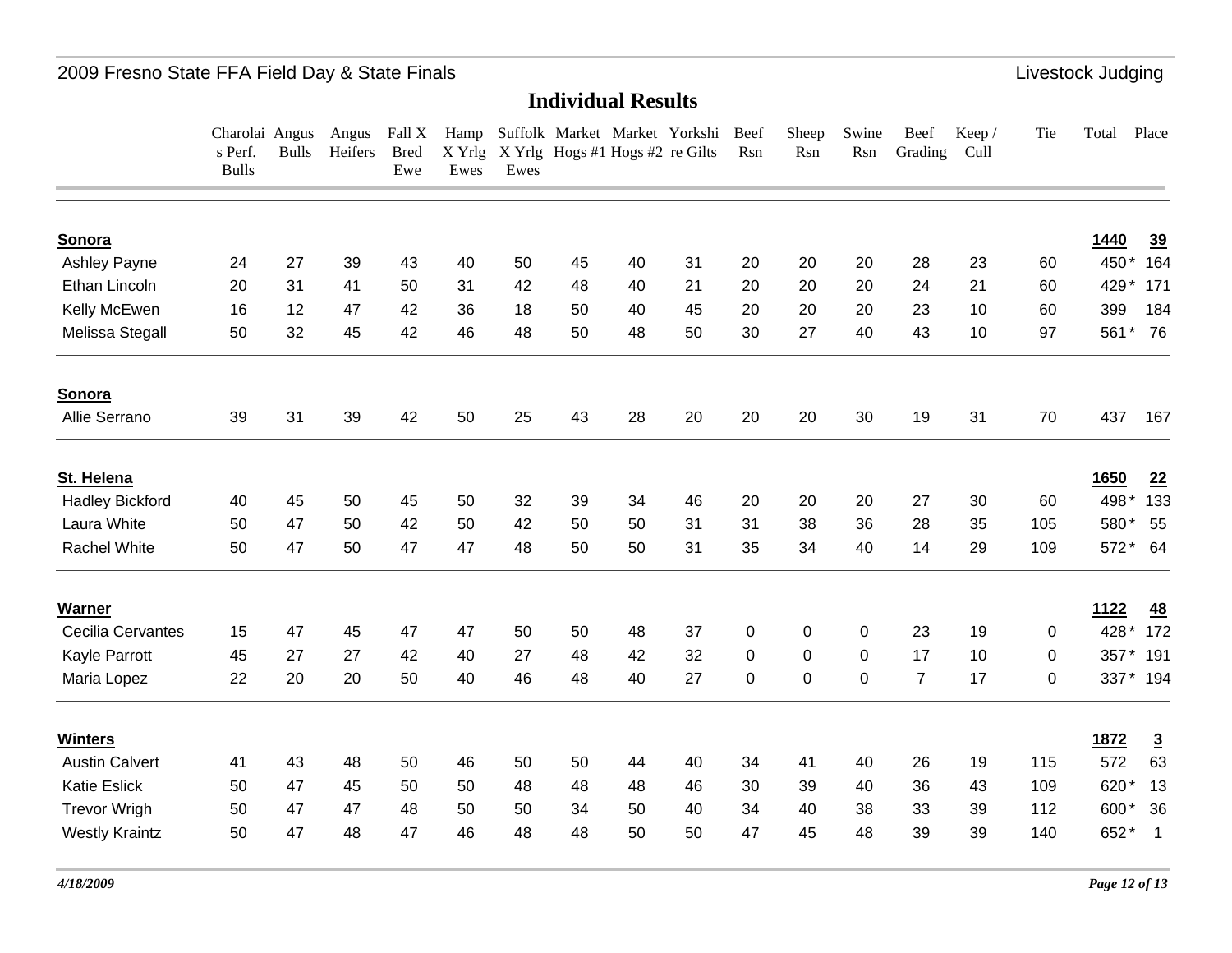## Individual Results

| | Charolais Perf. Bulls | Angus Bulls | Angus Heifers | Fall X Bred Ewe | Hamp X Yrlg Ewes | Suffolk X Yrlg Ewes | Market Hogs #1 | Market Hogs #2 | Yorkshire Gilts | Beef Rsn | Sheep Rsn | Swine Rsn | Beef Grading | Keep / Cull | Tie | Total | Place |
|---|---|---|---|---|---|---|---|---|---|---|---|---|---|---|---|---|---|
| **Sonora** | | | | | | | | | | | | | | | | **1440** | **39** |
| Ashley Payne | 24 | 27 | 39 | 43 | 40 | 50 | 45 | 40 | 31 | 20 | 20 | 20 | 28 | 23 | 60 | 450 * | 164 |
| Ethan Lincoln | 20 | 31 | 41 | 50 | 31 | 42 | 48 | 40 | 21 | 20 | 20 | 20 | 24 | 21 | 60 | 429 * | 171 |
| Kelly McEwen | 16 | 12 | 47 | 42 | 36 | 18 | 50 | 40 | 45 | 20 | 20 | 20 | 23 | 10 | 60 | 399 | 184 |
| Melissa Stegall | 50 | 32 | 45 | 42 | 46 | 48 | 50 | 48 | 50 | 30 | 27 | 40 | 43 | 10 | 97 | 561 * | 76 |
| **Sonora** | | | | | | | | | | | | | | | | | |
| Allie Serrano | 39 | 31 | 39 | 42 | 50 | 25 | 43 | 28 | 20 | 20 | 20 | 30 | 19 | 31 | 70 | 437 | 167 |
| **St. Helena** | | | | | | | | | | | | | | | | **1650** | **22** |
| Hadley Bickford | 40 | 45 | 50 | 45 | 50 | 32 | 39 | 34 | 46 | 20 | 20 | 20 | 27 | 30 | 60 | 498 * | 133 |
| Laura White | 50 | 47 | 50 | 42 | 50 | 42 | 50 | 50 | 31 | 31 | 38 | 36 | 28 | 35 | 105 | 580 * | 55 |
| Rachel White | 50 | 47 | 50 | 47 | 47 | 48 | 50 | 50 | 31 | 35 | 34 | 40 | 14 | 29 | 109 | 572 * | 64 |
| **Warner** | | | | | | | | | | | | | | | | **1122** | **48** |
| Cecilia Cervantes | 15 | 47 | 45 | 47 | 47 | 50 | 50 | 48 | 37 | 0 | 0 | 0 | 23 | 19 | 0 | 428 * | 172 |
| Kayle Parrott | 45 | 27 | 27 | 42 | 40 | 27 | 48 | 42 | 32 | 0 | 0 | 0 | 17 | 10 | 0 | 357 * | 191 |
| Maria Lopez | 22 | 20 | 20 | 50 | 40 | 46 | 48 | 40 | 27 | 0 | 0 | 0 | 7 | 17 | 0 | 337 * | 194 |
| **Winters** | | | | | | | | | | | | | | | | **1872** | **3** |
| Austin Calvert | 41 | 43 | 48 | 50 | 46 | 50 | 50 | 44 | 40 | 34 | 41 | 40 | 26 | 19 | 115 | 572 | 63 |
| Katie Eslick | 50 | 47 | 45 | 50 | 50 | 48 | 48 | 48 | 46 | 30 | 39 | 40 | 36 | 43 | 109 | 620 * | 13 |
| Trevor Wrigh | 50 | 47 | 47 | 48 | 50 | 50 | 34 | 50 | 40 | 34 | 40 | 38 | 33 | 39 | 112 | 600 * | 36 |
| Westly Kraintz | 50 | 47 | 48 | 47 | 46 | 48 | 48 | 50 | 50 | 47 | 45 | 48 | 39 | 39 | 140 | 652 * | 1 |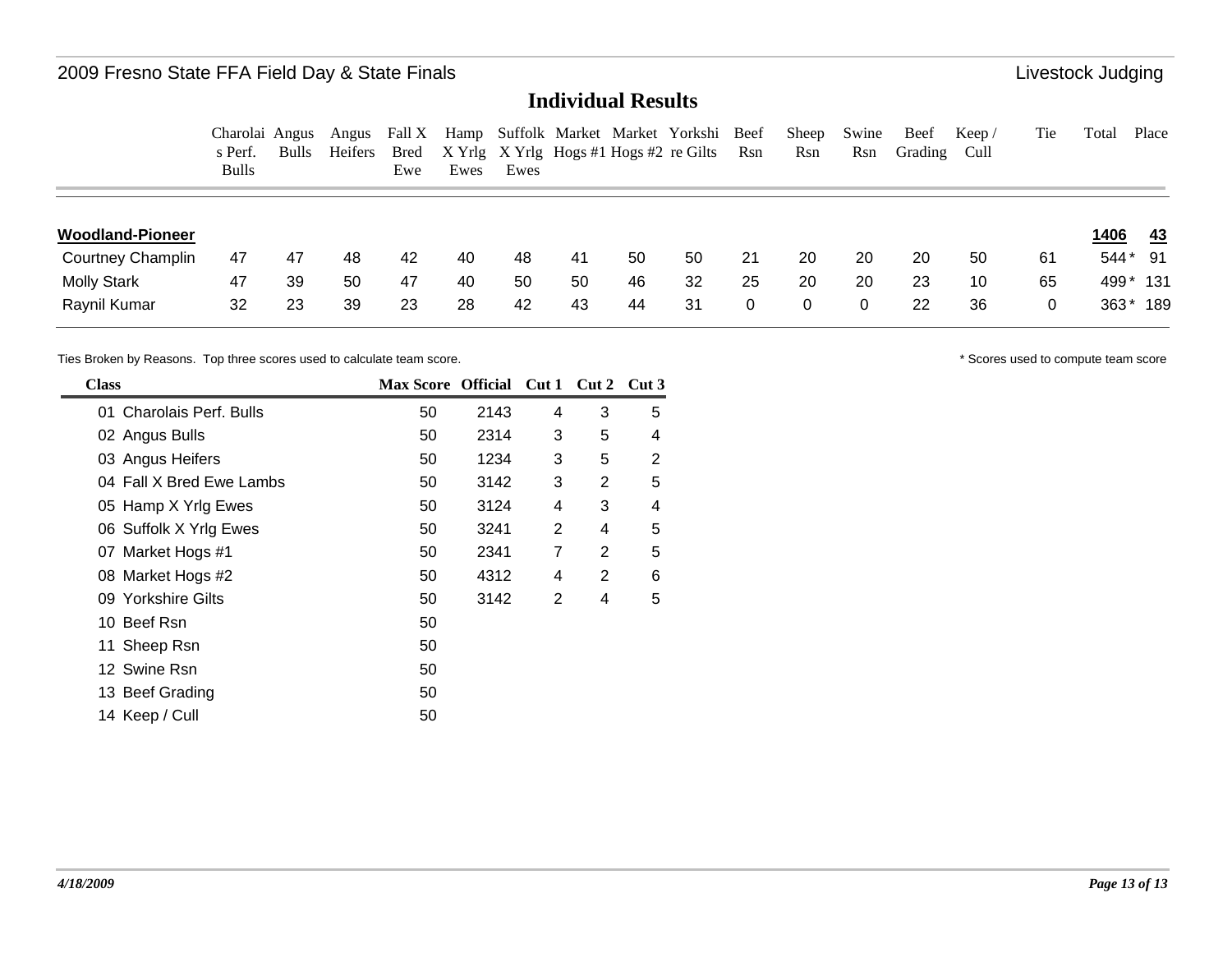## Individual Results

| | Charolais Perf. Bulls | Angus Bulls | Angus Heifers | Fall X Bred Ewe | Hamp X Yrlg Ewes | Suffolk X Yrlg Ewes | Market Hogs #1 | Market Hogs #2 | Yorkshire Gilts | Beef Rsn | Sheep Rsn | Swine Rsn | Beef Grading | Keep / Cull | Tie | Total | Place |
|---|---|---|---|---|---|---|---|---|---|---|---|---|---|---|---|---|---|
| **Woodland-Pioneer** | | | | | | | | | | | | | | | | **1406** | **43** |
| Courtney Champlin | 47 | 47 | 48 | 42 | 40 | 48 | 41 | 50 | 50 | 21 | 20 | 20 | 20 | 50 | 61 | 544 * | 91 |
| Molly Stark | 47 | 39 | 50 | 47 | 40 | 50 | 50 | 46 | 32 | 25 | 20 | 20 | 23 | 10 | 65 | 499 * | 131 |
| Raynil Kumar | 32 | 23 | 39 | 23 | 28 | 42 | 43 | 44 | 31 | 0 | 0 | 0 | 22 | 36 | 0 | 363 * | 189 |

Ties Broken by Reasons. Top three scores used to calculate team score.

* Scores used to compute team score

| Class | Max Score | Official | Cut 1 | Cut 2 | Cut 3 |
|---|---|---|---|---|---|
| 01 Charolais Perf. Bulls | 50 | 2143 | 4 | 3 | 5 |
| 02 Angus Bulls | 50 | 2314 | 3 | 5 | 4 |
| 03 Angus Heifers | 50 | 1234 | 3 | 5 | 2 |
| 04 Fall X Bred Ewe Lambs | 50 | 3142 | 3 | 2 | 5 |
| 05 Hamp X Yrlg Ewes | 50 | 3124 | 4 | 3 | 4 |
| 06 Suffolk X Yrlg Ewes | 50 | 3241 | 2 | 4 | 5 |
| 07 Market Hogs #1 | 50 | 2341 | 7 | 2 | 5 |
| 08 Market Hogs #2 | 50 | 4312 | 4 | 2 | 6 |
| 09 Yorkshire Gilts | 50 | 3142 | 2 | 4 | 5 |
| 10 Beef Rsn | 50 | | | | |
| 11 Sheep Rsn | 50 | | | | |
| 12 Swine Rsn | 50 | | | | |
| 13 Beef Grading | 50 | | | | |
| 14 Keep / Cull | 50 | | | | |